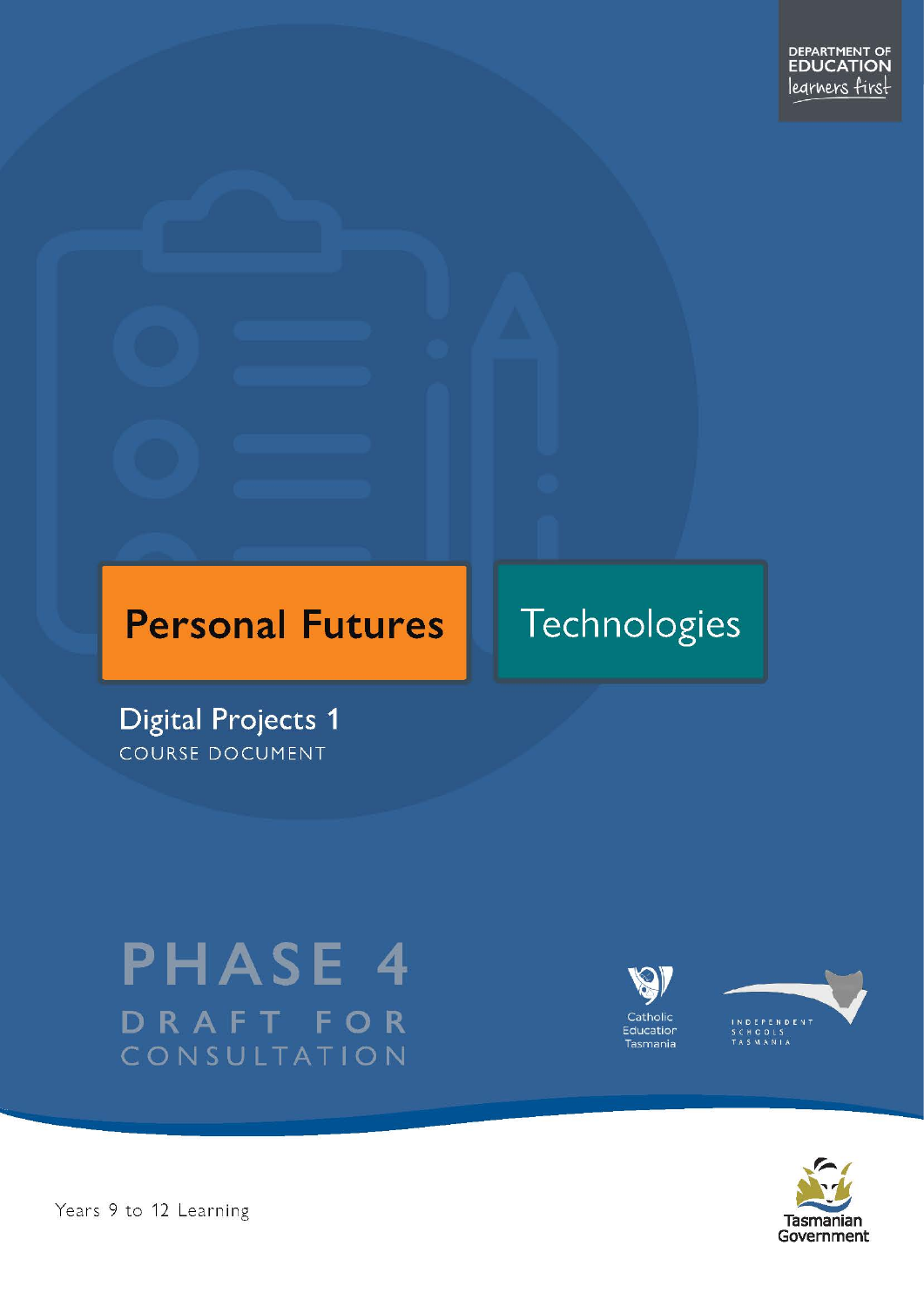DEPARTMENT OF EDUCATION
learners first

Personal Futures

Technologies

# Digital Projects 1

COURSE DOCUMENT

PHASE 4
DRAFT FOR CONSULTATION

Catholic Education Tasmania

INDEPENDENT SCHOOLS TASMANIA

Tasmanian Government

Years 9 to 12 Learning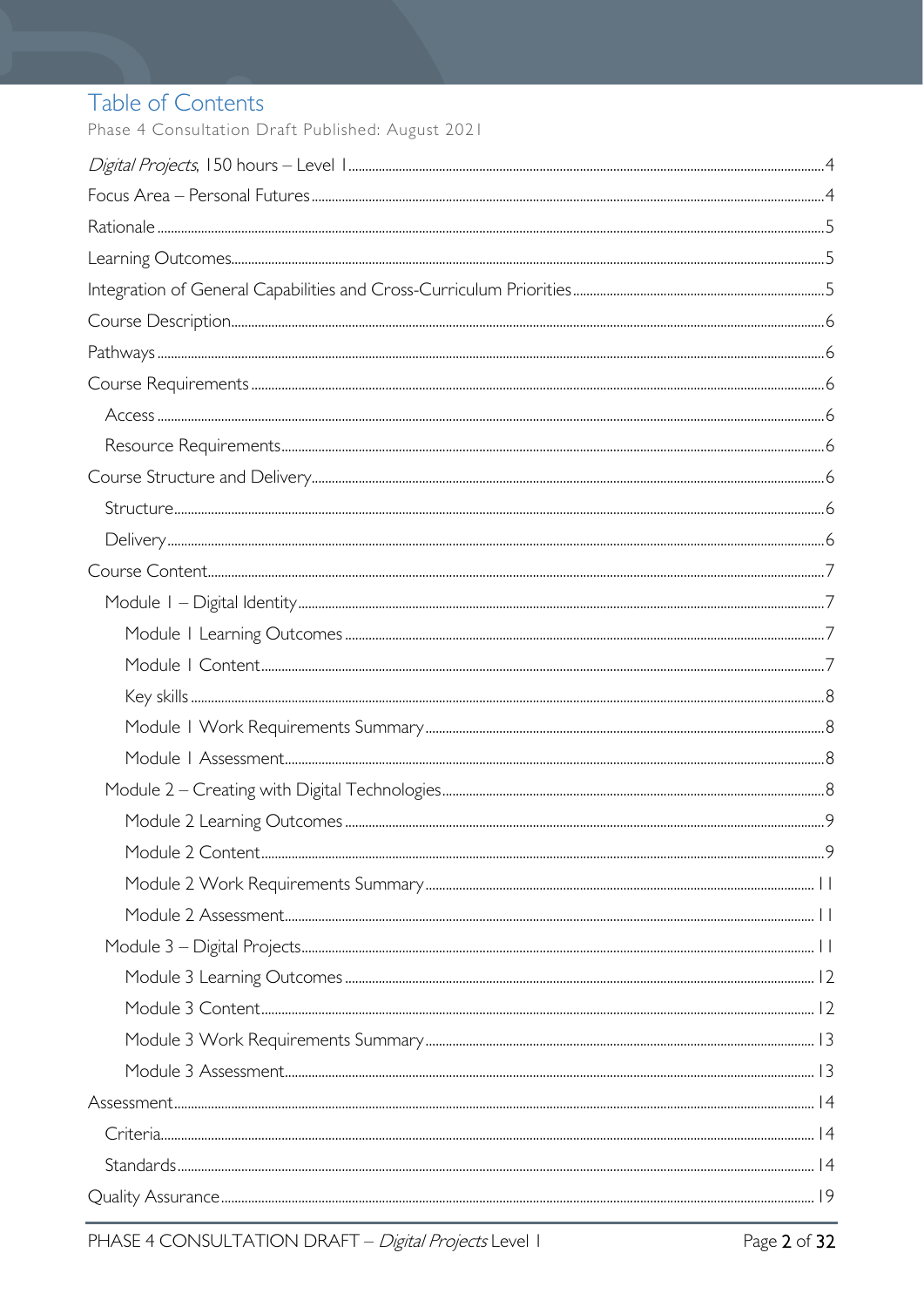# Table of Contents

Phase 4 Consultation Draft Published: August 2021

*Digital Projects*, 150 hours – Level 1 ........ 4

Focus Area – Personal Futures ........ 4

Rationale ........ 5

Learning Outcomes ........ 5

Integration of General Capabilities and Cross-Curriculum Priorities ........ 5

Course Description ........ 6

Pathways ........ 6

Course Requirements ........ 6

- Access ........ 6
- Resource Requirements ........ 6

Course Structure and Delivery ........ 6

- Structure ........ 6
- Delivery ........ 6

Course Content ........ 7

- Module 1 – Digital Identity ........ 7
  - Module 1 Learning Outcomes ........ 7
  - Module 1 Content ........ 7
  - Key skills ........ 8
  - Module 1 Work Requirements Summary ........ 8
  - Module 1 Assessment ........ 8
- Module 2 – Creating with Digital Technologies ........ 8
  - Module 2 Learning Outcomes ........ 9
  - Module 2 Content ........ 9
  - Module 2 Work Requirements Summary ........ 11
  - Module 2 Assessment ........ 11
- Module 3 – Digital Projects ........ 11
  - Module 3 Learning Outcomes ........ 12
  - Module 3 Content ........ 12
  - Module 3 Work Requirements Summary ........ 13
  - Module 3 Assessment ........ 13

Assessment ........ 14

- Criteria ........ 14
- Standards ........ 14

Quality Assurance ........ 19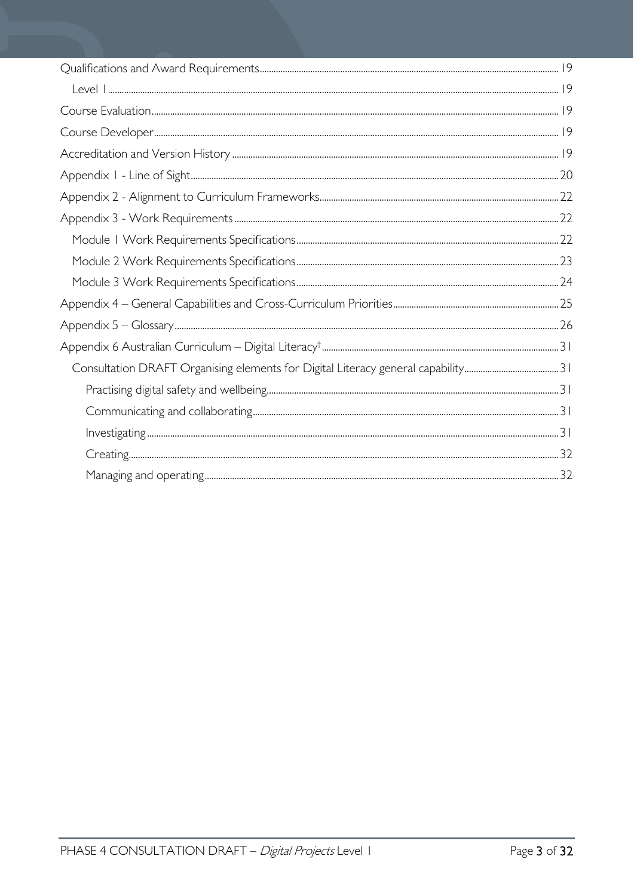Qualifications and Award Requirements ..... 19

- Level 1 ..... 19

Course Evaluation ..... 19

Course Developer ..... 19

Accreditation and Version History ..... 19

Appendix 1 - Line of Sight ..... 20

Appendix 2 - Alignment to Curriculum Frameworks ..... 22

Appendix 3 - Work Requirements ..... 22

- Module 1 Work Requirements Specifications ..... 22
- Module 2 Work Requirements Specifications ..... 23
- Module 3 Work Requirements Specifications ..... 24

Appendix 4 – General Capabilities and Cross-Curriculum Priorities ..... 25

Appendix 5 – Glossary ..... 26

Appendix 6 Australian Curriculum – Digital Literacy† ..... 31

- Consultation DRAFT Organising elements for Digital Literacy general capability ..... 31
  - Practising digital safety and wellbeing ..... 31
  - Communicating and collaborating ..... 31
  - Investigating ..... 31
  - Creating ..... 32
  - Managing and operating ..... 32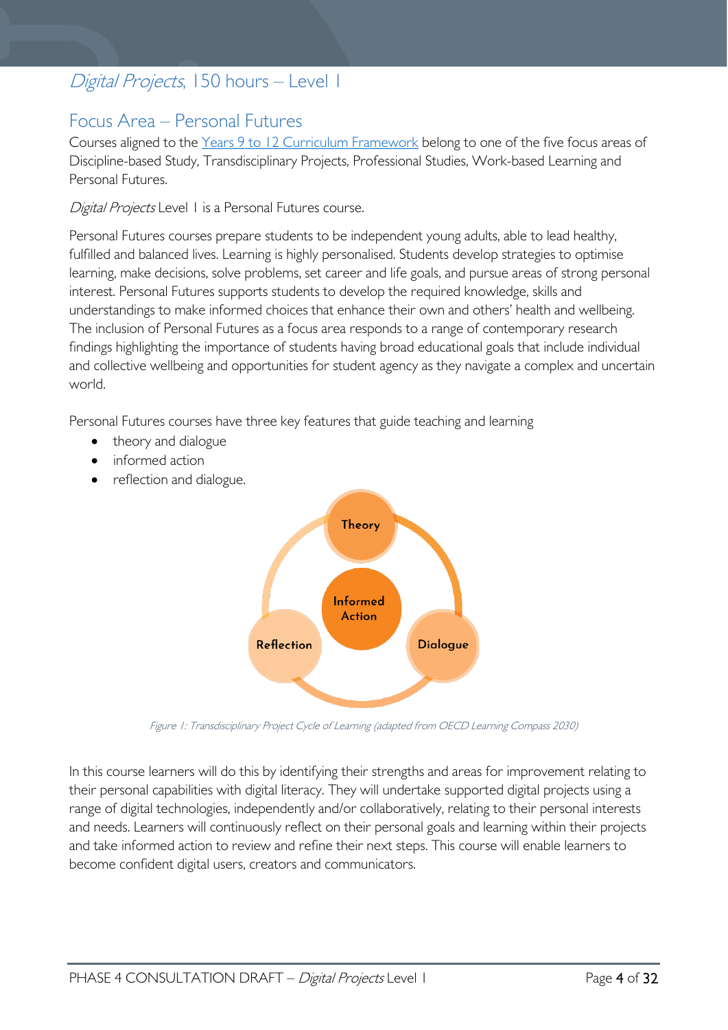# *Digital Projects*, 150 hours – Level 1

## Focus Area – Personal Futures

Courses aligned to the [Years 9 to 12 Curriculum Framework] belong to one of the five focus areas of Discipline-based Study, Transdisciplinary Projects, Professional Studies, Work-based Learning and Personal Futures.

*Digital Projects* Level 1 is a Personal Futures course.

Personal Futures courses prepare students to be independent young adults, able to lead healthy, fulfilled and balanced lives. Learning is highly personalised. Students develop strategies to optimise learning, make decisions, solve problems, set career and life goals, and pursue areas of strong personal interest. Personal Futures supports students to develop the required knowledge, skills and understandings to make informed choices that enhance their own and others' health and wellbeing. The inclusion of Personal Futures as a focus area responds to a range of contemporary research findings highlighting the importance of students having broad educational goals that include individual and collective wellbeing and opportunities for student agency as they navigate a complex and uncertain world.

Personal Futures courses have three key features that guide teaching and learning

- theory and dialogue
- informed action
- reflection and dialogue.

Theory

Informed Action

Reflection

Dialogue

*Figure 1: Transdisciplinary Project Cycle of Learning (adapted from OECD Learning Compass 2030)*

In this course learners will do this by identifying their strengths and areas for improvement relating to their personal capabilities with digital literacy. They will undertake supported digital projects using a range of digital technologies, independently and/or collaboratively, relating to their personal interests and needs. Learners will continuously reflect on their personal goals and learning within their projects and take informed action to review and refine their next steps. This course will enable learners to become confident digital users, creators and communicators.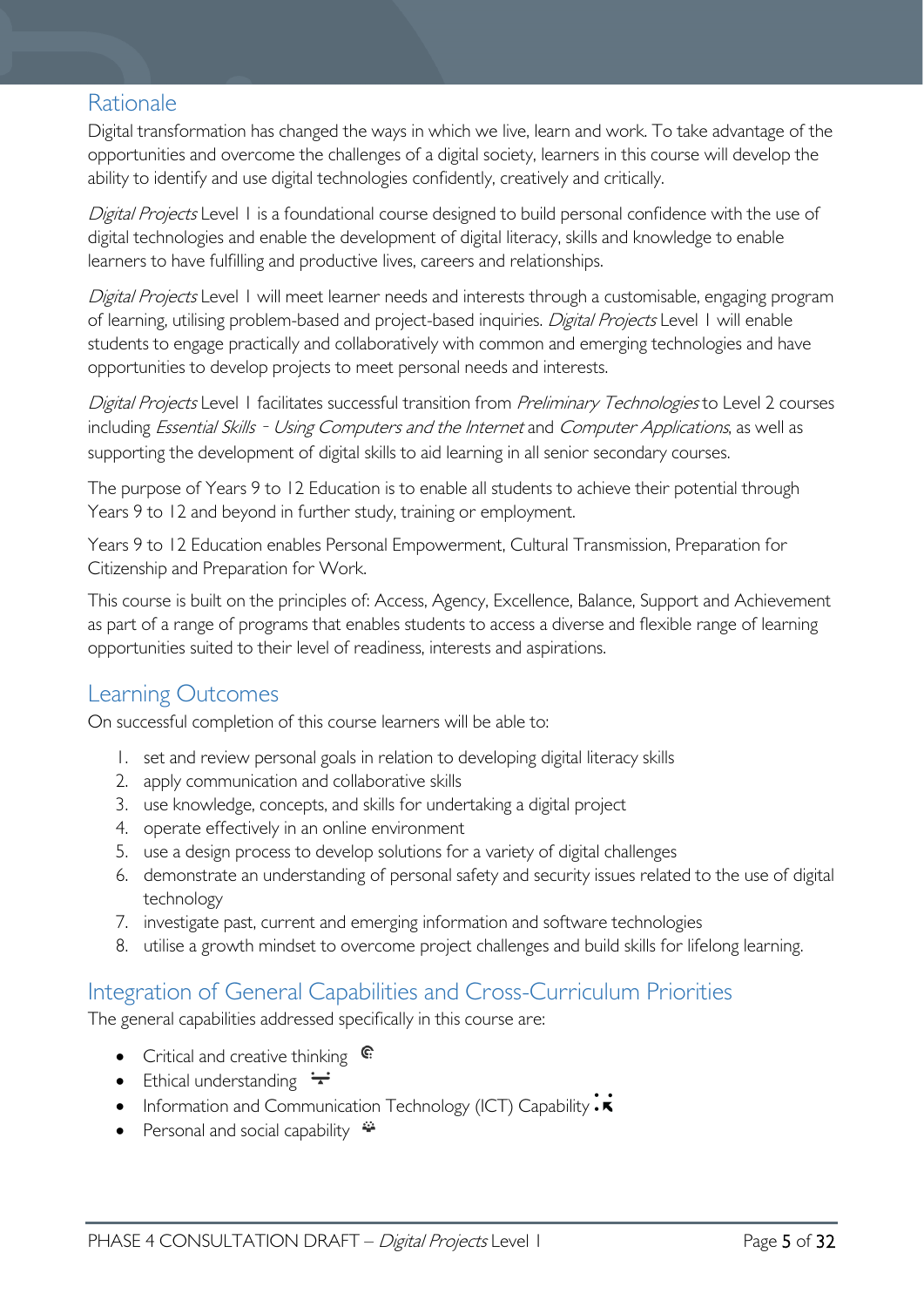## Rationale

Digital transformation has changed the ways in which we live, learn and work. To take advantage of the opportunities and overcome the challenges of a digital society, learners in this course will develop the ability to identify and use digital technologies confidently, creatively and critically.

*Digital Projects* Level 1 is a foundational course designed to build personal confidence with the use of digital technologies and enable the development of digital literacy, skills and knowledge to enable learners to have fulfilling and productive lives, careers and relationships.

*Digital Projects* Level 1 will meet learner needs and interests through a customisable, engaging program of learning, utilising problem-based and project-based inquiries. *Digital Projects* Level 1 will enable students to engage practically and collaboratively with common and emerging technologies and have opportunities to develop projects to meet personal needs and interests.

*Digital Projects* Level 1 facilitates successful transition from *Preliminary Technologies* to Level 2 courses including *Essential Skills - Using Computers and the Internet* and *Computer Applications*, as well as supporting the development of digital skills to aid learning in all senior secondary courses.

The purpose of Years 9 to 12 Education is to enable all students to achieve their potential through Years 9 to 12 and beyond in further study, training or employment.

Years 9 to 12 Education enables Personal Empowerment, Cultural Transmission, Preparation for Citizenship and Preparation for Work.

This course is built on the principles of: Access, Agency, Excellence, Balance, Support and Achievement as part of a range of programs that enables students to access a diverse and flexible range of learning opportunities suited to their level of readiness, interests and aspirations.

## Learning Outcomes

On successful completion of this course learners will be able to:

1. set and review personal goals in relation to developing digital literacy skills
2. apply communication and collaborative skills
3. use knowledge, concepts, and skills for undertaking a digital project
4. operate effectively in an online environment
5. use a design process to develop solutions for a variety of digital challenges
6. demonstrate an understanding of personal safety and security issues related to the use of digital technology
7. investigate past, current and emerging information and software technologies
8. utilise a growth mindset to overcome project challenges and build skills for lifelong learning.

## Integration of General Capabilities and Cross-Curriculum Priorities

The general capabilities addressed specifically in this course are:

- Critical and creative thinking
- Ethical understanding
- Information and Communication Technology (ICT) Capability
- Personal and social capability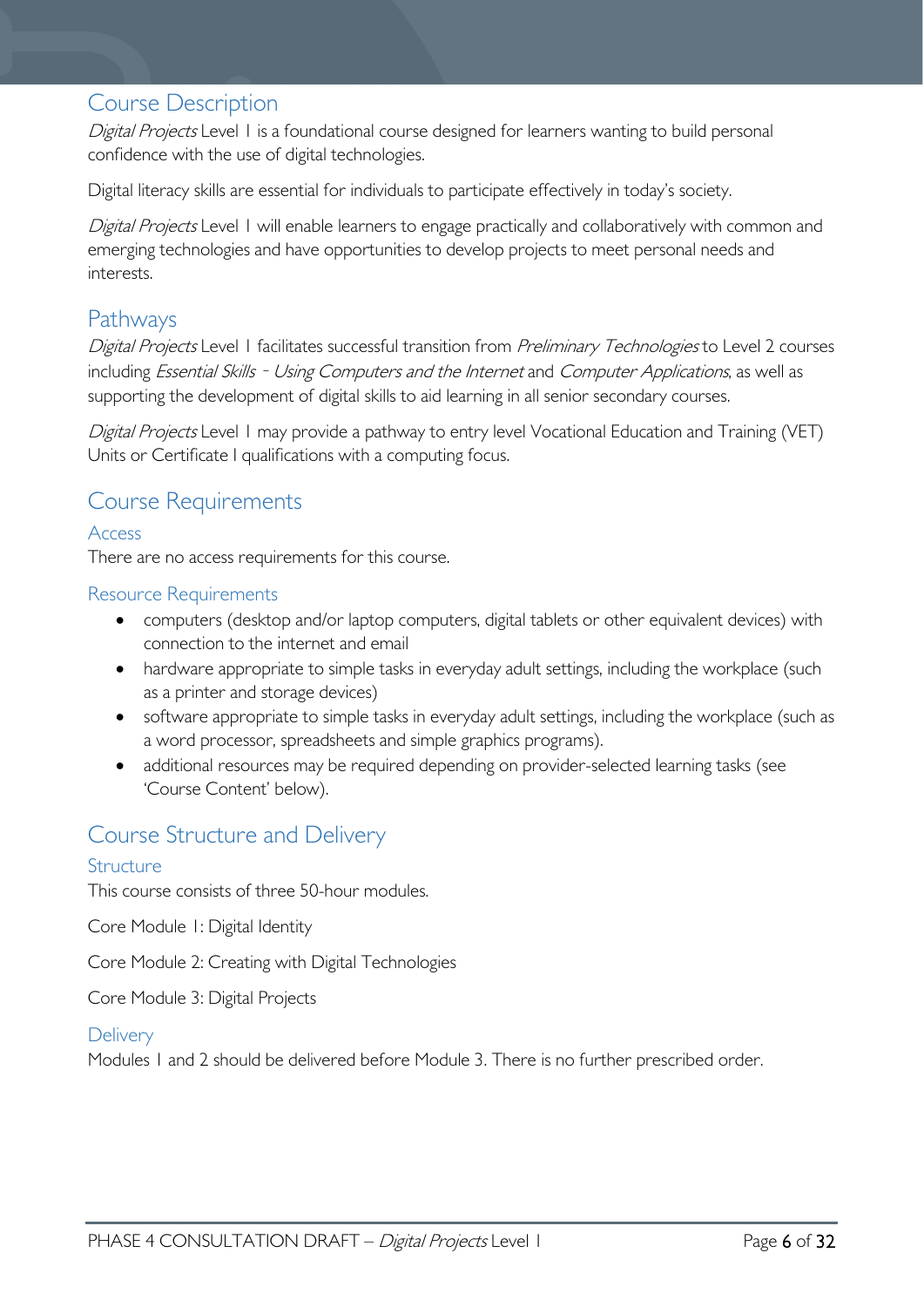## Course Description

*Digital Projects* Level 1 is a foundational course designed for learners wanting to build personal confidence with the use of digital technologies.

Digital literacy skills are essential for individuals to participate effectively in today's society.

*Digital Projects* Level 1 will enable learners to engage practically and collaboratively with common and emerging technologies and have opportunities to develop projects to meet personal needs and interests.

## Pathways

*Digital Projects* Level 1 facilitates successful transition from *Preliminary Technologies* to Level 2 courses including *Essential Skills - Using Computers and the Internet* and *Computer Applications*, as well as supporting the development of digital skills to aid learning in all senior secondary courses.

*Digital Projects* Level 1 may provide a pathway to entry level Vocational Education and Training (VET) Units or Certificate I qualifications with a computing focus.

## Course Requirements

### Access

There are no access requirements for this course.

### Resource Requirements

- computers (desktop and/or laptop computers, digital tablets or other equivalent devices) with connection to the internet and email
- hardware appropriate to simple tasks in everyday adult settings, including the workplace (such as a printer and storage devices)
- software appropriate to simple tasks in everyday adult settings, including the workplace (such as a word processor, spreadsheets and simple graphics programs).
- additional resources may be required depending on provider-selected learning tasks (see 'Course Content' below).

## Course Structure and Delivery

### Structure

This course consists of three 50-hour modules.

Core Module 1: Digital Identity

Core Module 2: Creating with Digital Technologies

Core Module 3: Digital Projects

### Delivery

Modules 1 and 2 should be delivered before Module 3. There is no further prescribed order.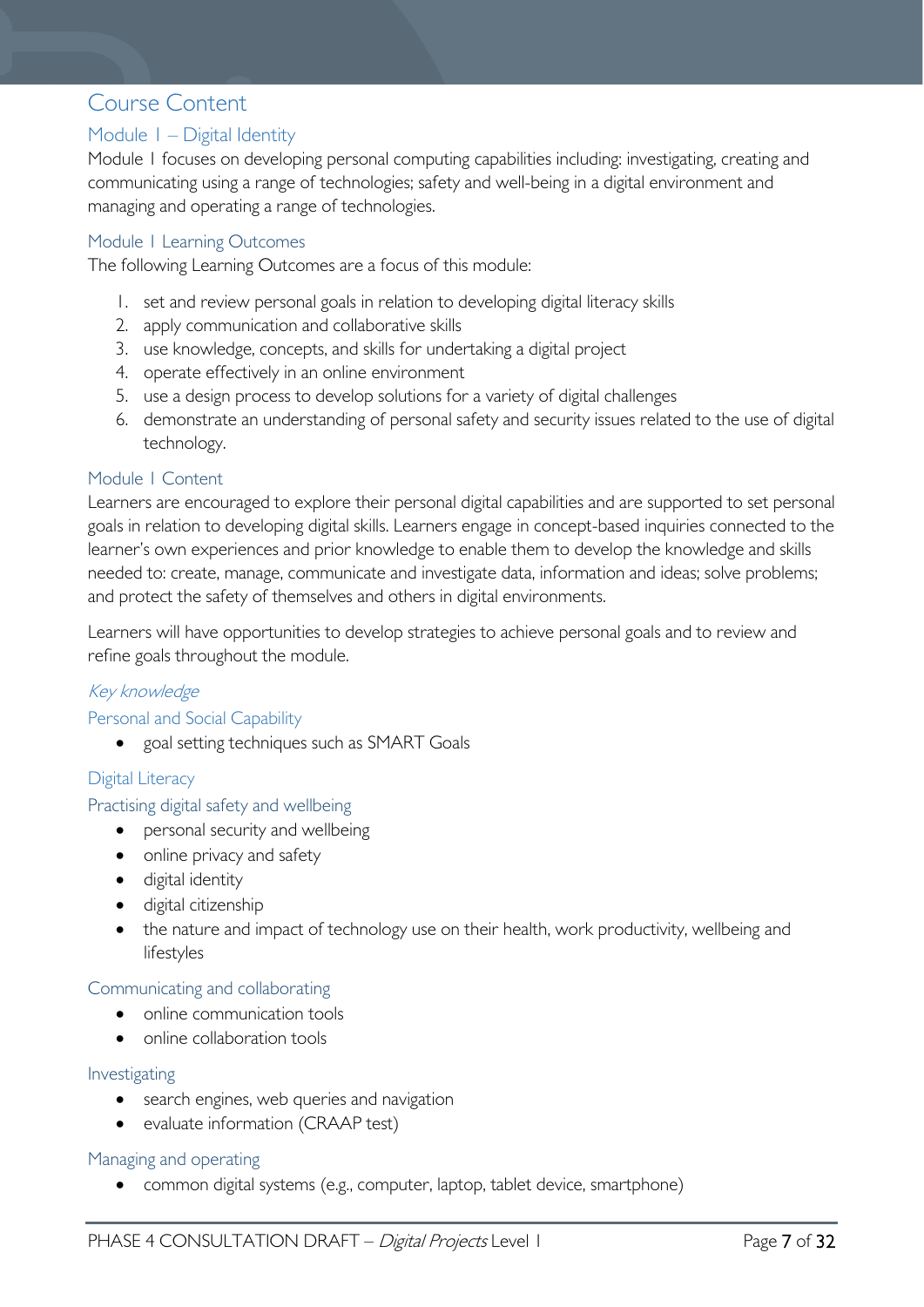# Course Content

## Module 1 – Digital Identity

Module 1 focuses on developing personal computing capabilities including: investigating, creating and communicating using a range of technologies; safety and well-being in a digital environment and managing and operating a range of technologies.

### Module 1 Learning Outcomes

The following Learning Outcomes are a focus of this module:

1. set and review personal goals in relation to developing digital literacy skills
2. apply communication and collaborative skills
3. use knowledge, concepts, and skills for undertaking a digital project
4. operate effectively in an online environment
5. use a design process to develop solutions for a variety of digital challenges
6. demonstrate an understanding of personal safety and security issues related to the use of digital technology.

### Module 1 Content

Learners are encouraged to explore their personal digital capabilities and are supported to set personal goals in relation to developing digital skills. Learners engage in concept-based inquiries connected to the learner's own experiences and prior knowledge to enable them to develop the knowledge and skills needed to: create, manage, communicate and investigate data, information and ideas; solve problems; and protect the safety of themselves and others in digital environments.

Learners will have opportunities to develop strategies to achieve personal goals and to review and refine goals throughout the module.

#### *Key knowledge*

#### Personal and Social Capability

- goal setting techniques such as SMART Goals

#### Digital Literacy

#### Practising digital safety and wellbeing

- personal security and wellbeing
- online privacy and safety
- digital identity
- digital citizenship
- the nature and impact of technology use on their health, work productivity, wellbeing and lifestyles

#### Communicating and collaborating

- online communication tools
- online collaboration tools

#### Investigating

- search engines, web queries and navigation
- evaluate information (CRAAP test)

#### Managing and operating

- common digital systems (e.g., computer, laptop, tablet device, smartphone)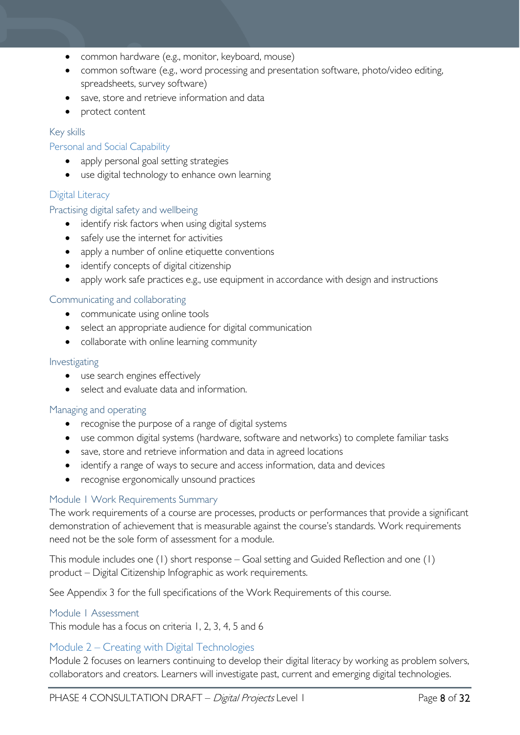- common hardware (e.g., monitor, keyboard, mouse)
- common software (e.g., word processing and presentation software, photo/video editing, spreadsheets, survey software)
- save, store and retrieve information and data
- protect content

### Key skills

#### Personal and Social Capability

- apply personal goal setting strategies
- use digital technology to enhance own learning

#### Digital Literacy

#### Practising digital safety and wellbeing

- identify risk factors when using digital systems
- safely use the internet for activities
- apply a number of online etiquette conventions
- identify concepts of digital citizenship
- apply work safe practices e.g., use equipment in accordance with design and instructions

#### Communicating and collaborating

- communicate using online tools
- select an appropriate audience for digital communication
- collaborate with online learning community

#### Investigating

- use search engines effectively
- select and evaluate data and information.

#### Managing and operating

- recognise the purpose of a range of digital systems
- use common digital systems (hardware, software and networks) to complete familiar tasks
- save, store and retrieve information and data in agreed locations
- identify a range of ways to secure and access information, data and devices
- recognise ergonomically unsound practices

### Module 1 Work Requirements Summary

The work requirements of a course are processes, products or performances that provide a significant demonstration of achievement that is measurable against the course's standards. Work requirements need not be the sole form of assessment for a module.

This module includes one (1) short response – Goal setting and Guided Reflection and one (1) product – Digital Citizenship Infographic as work requirements.

See Appendix 3 for the full specifications of the Work Requirements of this course.

### Module 1 Assessment

This module has a focus on criteria 1, 2, 3, 4, 5 and 6

## Module 2 – Creating with Digital Technologies

Module 2 focuses on learners continuing to develop their digital literacy by working as problem solvers, collaborators and creators. Learners will investigate past, current and emerging digital technologies.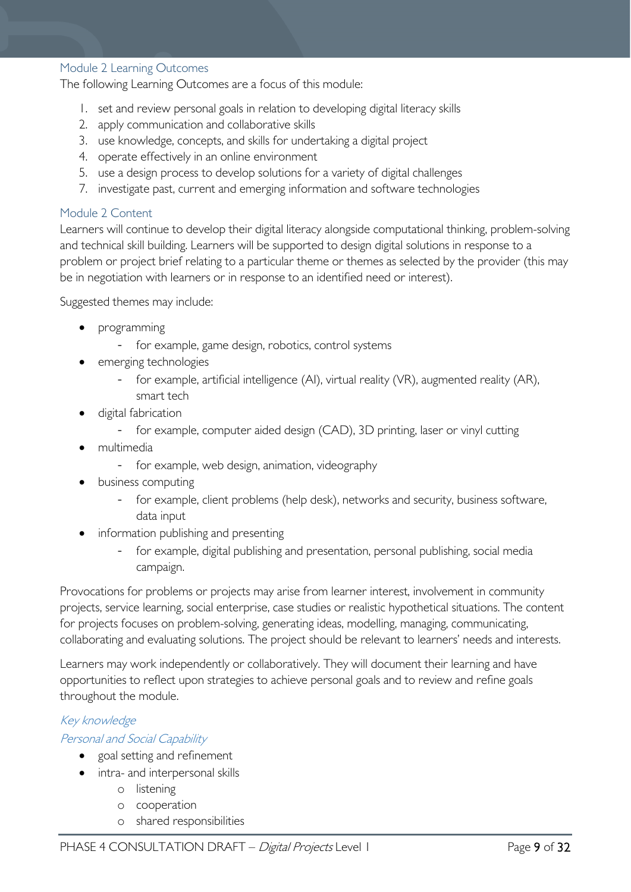### Module 2 Learning Outcomes

The following Learning Outcomes are a focus of this module:

1. set and review personal goals in relation to developing digital literacy skills
2. apply communication and collaborative skills
3. use knowledge, concepts, and skills for undertaking a digital project
4. operate effectively in an online environment
5. use a design process to develop solutions for a variety of digital challenges
7. investigate past, current and emerging information and software technologies

### Module 2 Content

Learners will continue to develop their digital literacy alongside computational thinking, problem-solving and technical skill building. Learners will be supported to design digital solutions in response to a problem or project brief relating to a particular theme or themes as selected by the provider (this may be in negotiation with learners or in response to an identified need or interest).

Suggested themes may include:

- programming
    - for example, game design, robotics, control systems
- emerging technologies
    - for example, artificial intelligence (AI), virtual reality (VR), augmented reality (AR), smart tech
- digital fabrication
    - for example, computer aided design (CAD), 3D printing, laser or vinyl cutting
- multimedia
    - for example, web design, animation, videography
- business computing
    - for example, client problems (help desk), networks and security, business software, data input
- information publishing and presenting
    - for example, digital publishing and presentation, personal publishing, social media campaign.

Provocations for problems or projects may arise from learner interest, involvement in community projects, service learning, social enterprise, case studies or realistic hypothetical situations. The content for projects focuses on problem-solving, generating ideas, modelling, managing, communicating, collaborating and evaluating solutions. The project should be relevant to learners' needs and interests.

Learners may work independently or collaboratively. They will document their learning and have opportunities to reflect upon strategies to achieve personal goals and to review and refine goals throughout the module.

#### *Key knowledge*

#### *Personal and Social Capability*

- goal setting and refinement
- intra- and interpersonal skills
    - listening
    - cooperation
    - shared responsibilities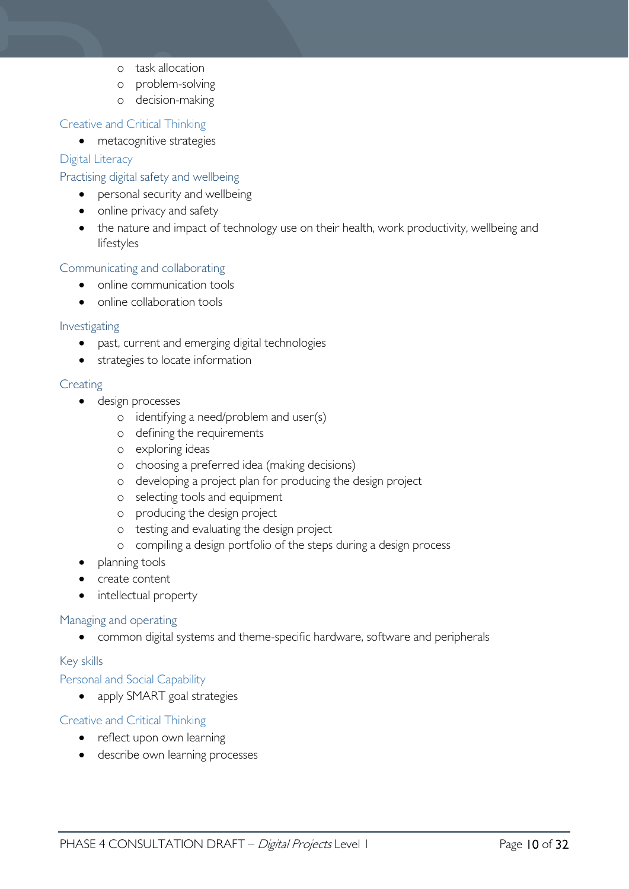- task allocation
  - problem-solving
  - decision-making

### Creative and Critical Thinking

- metacognitive strategies

### Digital Literacy

### Practising digital safety and wellbeing

- personal security and wellbeing
- online privacy and safety
- the nature and impact of technology use on their health, work productivity, wellbeing and lifestyles

### Communicating and collaborating

- online communication tools
- online collaboration tools

### Investigating

- past, current and emerging digital technologies
- strategies to locate information

### Creating

- design processes
  - identifying a need/problem and user(s)
  - defining the requirements
  - exploring ideas
  - choosing a preferred idea (making decisions)
  - developing a project plan for producing the design project
  - selecting tools and equipment
  - producing the design project
  - testing and evaluating the design project
  - compiling a design portfolio of the steps during a design process
- planning tools
- create content
- intellectual property

### Managing and operating

- common digital systems and theme-specific hardware, software and peripherals

### Key skills

### Personal and Social Capability

- apply SMART goal strategies

### Creative and Critical Thinking

- reflect upon own learning
- describe own learning processes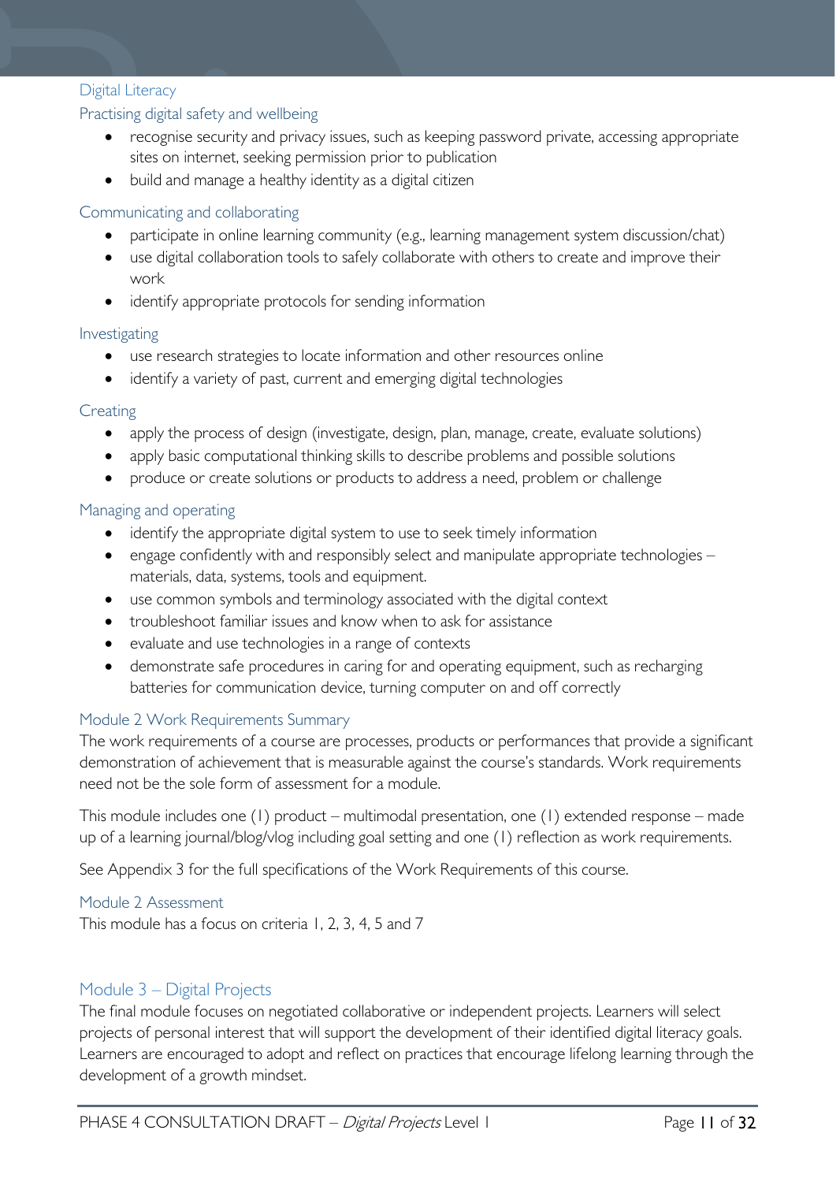### Digital Literacy

#### Practising digital safety and wellbeing

- recognise security and privacy issues, such as keeping password private, accessing appropriate sites on internet, seeking permission prior to publication
- build and manage a healthy identity as a digital citizen

#### Communicating and collaborating

- participate in online learning community (e.g., learning management system discussion/chat)
- use digital collaboration tools to safely collaborate with others to create and improve their work
- identify appropriate protocols for sending information

#### Investigating

- use research strategies to locate information and other resources online
- identify a variety of past, current and emerging digital technologies

#### Creating

- apply the process of design (investigate, design, plan, manage, create, evaluate solutions)
- apply basic computational thinking skills to describe problems and possible solutions
- produce or create solutions or products to address a need, problem or challenge

#### Managing and operating

- identify the appropriate digital system to use to seek timely information
- engage confidently with and responsibly select and manipulate appropriate technologies – materials, data, systems, tools and equipment.
- use common symbols and terminology associated with the digital context
- troubleshoot familiar issues and know when to ask for assistance
- evaluate and use technologies in a range of contexts
- demonstrate safe procedures in caring for and operating equipment, such as recharging batteries for communication device, turning computer on and off correctly

### Module 2 Work Requirements Summary

The work requirements of a course are processes, products or performances that provide a significant demonstration of achievement that is measurable against the course's standards. Work requirements need not be the sole form of assessment for a module.

This module includes one (1) product – multimodal presentation, one (1) extended response – made up of a learning journal/blog/vlog including goal setting and one (1) reflection as work requirements.

See Appendix 3 for the full specifications of the Work Requirements of this course.

### Module 2 Assessment

This module has a focus on criteria 1, 2, 3, 4, 5 and 7

## Module 3 – Digital Projects

The final module focuses on negotiated collaborative or independent projects. Learners will select projects of personal interest that will support the development of their identified digital literacy goals. Learners are encouraged to adopt and reflect on practices that encourage lifelong learning through the development of a growth mindset.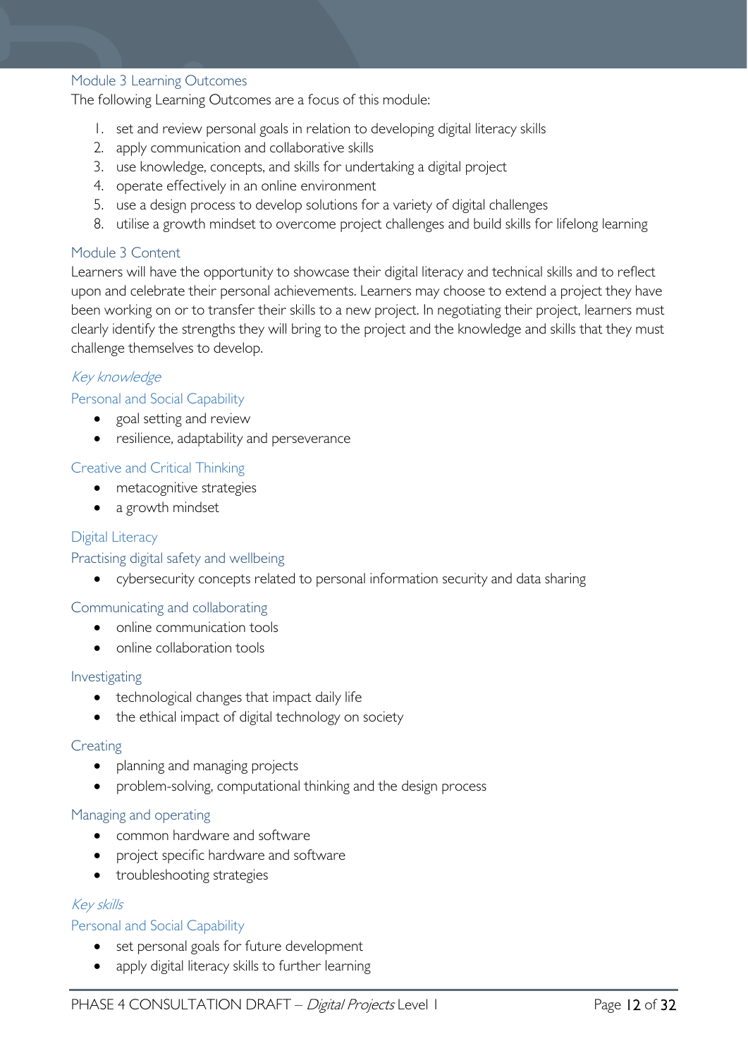## Module 3 Learning Outcomes

The following Learning Outcomes are a focus of this module:

1. set and review personal goals in relation to developing digital literacy skills
2. apply communication and collaborative skills
3. use knowledge, concepts, and skills for undertaking a digital project
4. operate effectively in an online environment
5. use a design process to develop solutions for a variety of digital challenges
8. utilise a growth mindset to overcome project challenges and build skills for lifelong learning

## Module 3 Content

Learners will have the opportunity to showcase their digital literacy and technical skills and to reflect upon and celebrate their personal achievements. Learners may choose to extend a project they have been working on or to transfer their skills to a new project. In negotiating their project, learners must clearly identify the strengths they will bring to the project and the knowledge and skills that they must challenge themselves to develop.

### *Key knowledge*

#### Personal and Social Capability

- goal setting and review
- resilience, adaptability and perseverance

#### Creative and Critical Thinking

- metacognitive strategies
- a growth mindset

#### Digital Literacy

##### Practising digital safety and wellbeing

- cybersecurity concepts related to personal information security and data sharing

##### Communicating and collaborating

- online communication tools
- online collaboration tools

##### Investigating

- technological changes that impact daily life
- the ethical impact of digital technology on society

##### Creating

- planning and managing projects
- problem-solving, computational thinking and the design process

##### Managing and operating

- common hardware and software
- project specific hardware and software
- troubleshooting strategies

### *Key skills*

#### Personal and Social Capability

- set personal goals for future development
- apply digital literacy skills to further learning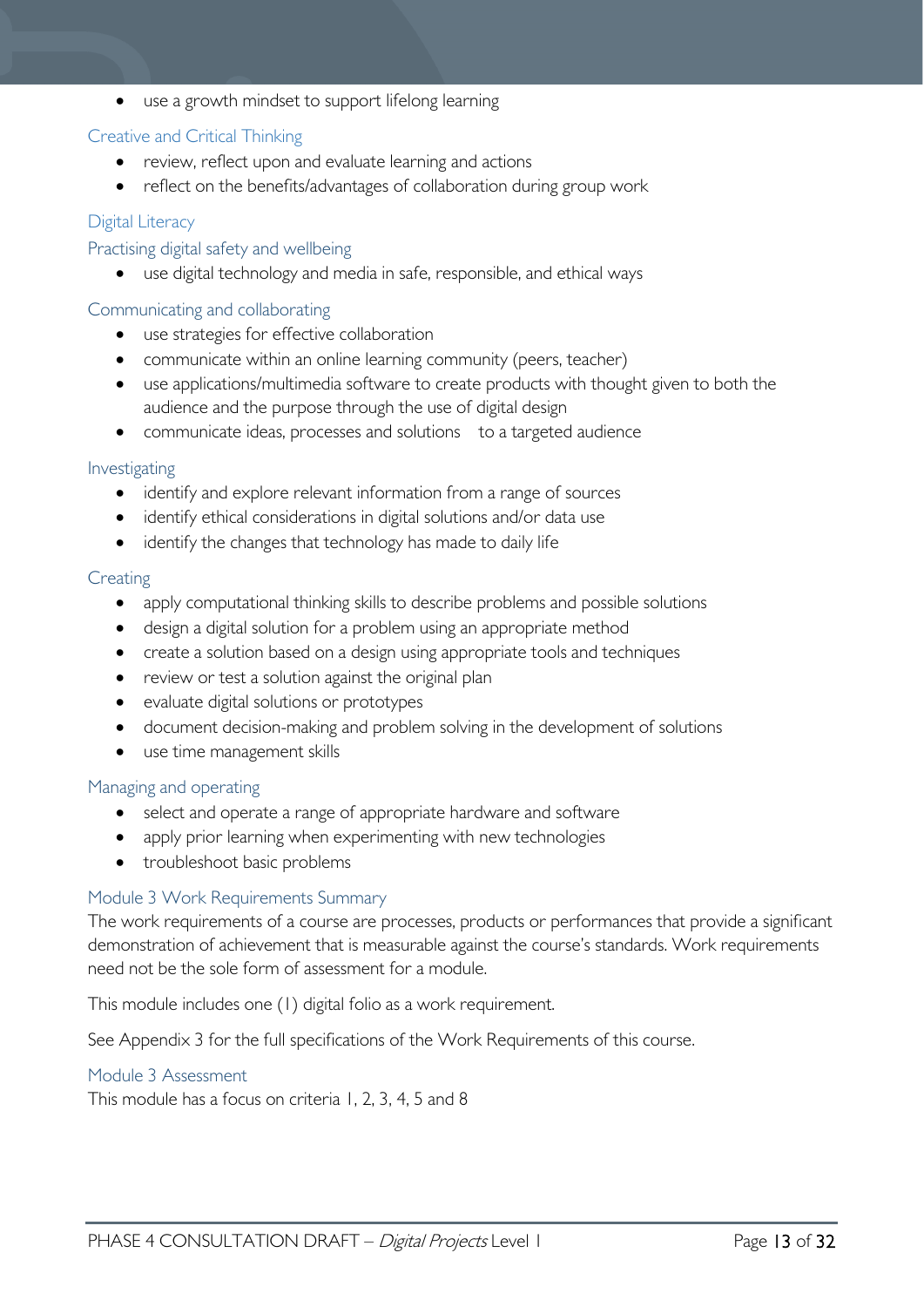- use a growth mindset to support lifelong learning

### Creative and Critical Thinking

- review, reflect upon and evaluate learning and actions
- reflect on the benefits/advantages of collaboration during group work

### Digital Literacy

#### Practising digital safety and wellbeing

- use digital technology and media in safe, responsible, and ethical ways

#### Communicating and collaborating

- use strategies for effective collaboration
- communicate within an online learning community (peers, teacher)
- use applications/multimedia software to create products with thought given to both the audience and the purpose through the use of digital design
- communicate ideas, processes and solutions to a targeted audience

#### Investigating

- identify and explore relevant information from a range of sources
- identify ethical considerations in digital solutions and/or data use
- identify the changes that technology has made to daily life

#### Creating

- apply computational thinking skills to describe problems and possible solutions
- design a digital solution for a problem using an appropriate method
- create a solution based on a design using appropriate tools and techniques
- review or test a solution against the original plan
- evaluate digital solutions or prototypes
- document decision-making and problem solving in the development of solutions
- use time management skills

#### Managing and operating

- select and operate a range of appropriate hardware and software
- apply prior learning when experimenting with new technologies
- troubleshoot basic problems

### Module 3 Work Requirements Summary

The work requirements of a course are processes, products or performances that provide a significant demonstration of achievement that is measurable against the course's standards. Work requirements need not be the sole form of assessment for a module.

This module includes one (1) digital folio as a work requirement.

See Appendix 3 for the full specifications of the Work Requirements of this course.

### Module 3 Assessment

This module has a focus on criteria 1, 2, 3, 4, 5 and 8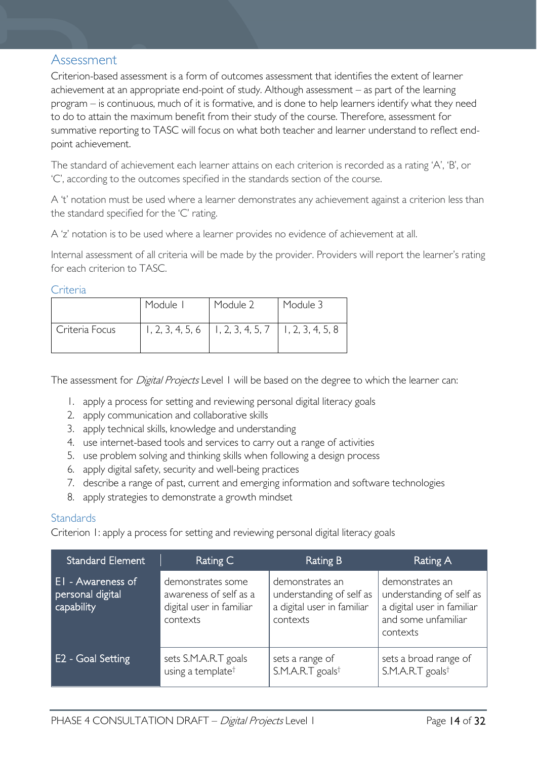## Assessment

Criterion-based assessment is a form of outcomes assessment that identifies the extent of learner achievement at an appropriate end-point of study. Although assessment – as part of the learning program – is continuous, much of it is formative, and is done to help learners identify what they need to do to attain the maximum benefit from their study of the course. Therefore, assessment for summative reporting to TASC will focus on what both teacher and learner understand to reflect end-point achievement.

The standard of achievement each learner attains on each criterion is recorded as a rating 'A', 'B', or 'C', according to the outcomes specified in the standards section of the course.

A 't' notation must be used where a learner demonstrates any achievement against a criterion less than the standard specified for the 'C' rating.

A 'z' notation is to be used where a learner provides no evidence of achievement at all.

Internal assessment of all criteria will be made by the provider. Providers will report the learner's rating for each criterion to TASC.

### Criteria

| | Module 1 | Module 2 | Module 3 |
|---|---|---|---|
| Criteria Focus | 1, 2, 3, 4, 5, 6 | 1, 2, 3, 4, 5, 7 | 1, 2, 3, 4, 5, 8 |

The assessment for *Digital Projects* Level 1 will be based on the degree to which the learner can:

1. apply a process for setting and reviewing personal digital literacy goals
2. apply communication and collaborative skills
3. apply technical skills, knowledge and understanding
4. use internet-based tools and services to carry out a range of activities
5. use problem solving and thinking skills when following a design process
6. apply digital safety, security and well-being practices
7. describe a range of past, current and emerging information and software technologies
8. apply strategies to demonstrate a growth mindset

### Standards

Criterion 1: apply a process for setting and reviewing personal digital literacy goals

| Standard Element | Rating C | Rating B | Rating A |
|---|---|---|---|
| E1 - Awareness of personal digital capability | demonstrates some awareness of self as a digital user in familiar contexts | demonstrates an understanding of self as a digital user in familiar contexts | demonstrates an understanding of self as a digital user in familiar and some unfamiliar contexts |
| E2 - Goal Setting | sets S.M.A.R.T goals using a template† | sets a range of S.M.A.R.T goals† | sets a broad range of S.M.A.R.T goals† |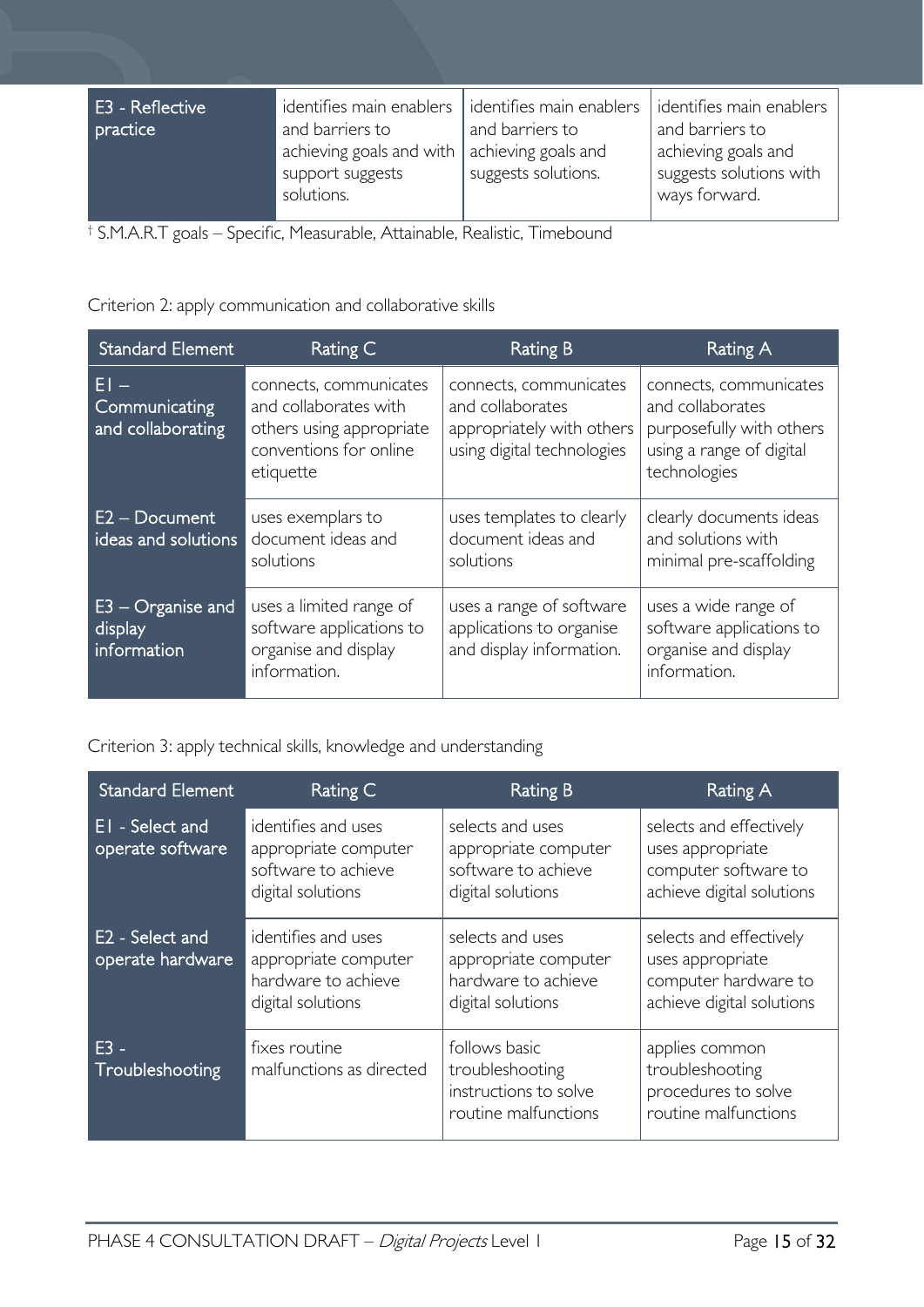| E3 - Reflective practice | identifies main enablers and barriers to achieving goals and with support suggests solutions. | identifies main enablers and barriers to achieving goals and suggests solutions. | identifies main enablers and barriers to achieving goals and suggests solutions with ways forward. |
|---|---|---|---|

† S.M.A.R.T goals – Specific, Measurable, Attainable, Realistic, Timebound

Criterion 2: apply communication and collaborative skills

| Standard Element | Rating C | Rating B | Rating A |
|---|---|---|---|
| E1 – Communicating and collaborating | connects, communicates and collaborates with others using appropriate conventions for online etiquette | connects, communicates and collaborates appropriately with others using digital technologies | connects, communicates and collaborates purposefully with others using a range of digital technologies |
| E2 – Document ideas and solutions | uses exemplars to document ideas and solutions | uses templates to clearly document ideas and solutions | clearly documents ideas and solutions with minimal pre-scaffolding |
| E3 – Organise and display information | uses a limited range of software applications to organise and display information. | uses a range of software applications to organise and display information. | uses a wide range of software applications to organise and display information. |

Criterion 3: apply technical skills, knowledge and understanding

| Standard Element | Rating C | Rating B | Rating A |
|---|---|---|---|
| E1 - Select and operate software | identifies and uses appropriate computer software to achieve digital solutions | selects and uses appropriate computer software to achieve digital solutions | selects and effectively uses appropriate computer software to achieve digital solutions |
| E2 - Select and operate hardware | identifies and uses appropriate computer hardware to achieve digital solutions | selects and uses appropriate computer hardware to achieve digital solutions | selects and effectively uses appropriate computer hardware to achieve digital solutions |
| E3 - Troubleshooting | fixes routine malfunctions as directed | follows basic troubleshooting instructions to solve routine malfunctions | applies common troubleshooting procedures to solve routine malfunctions |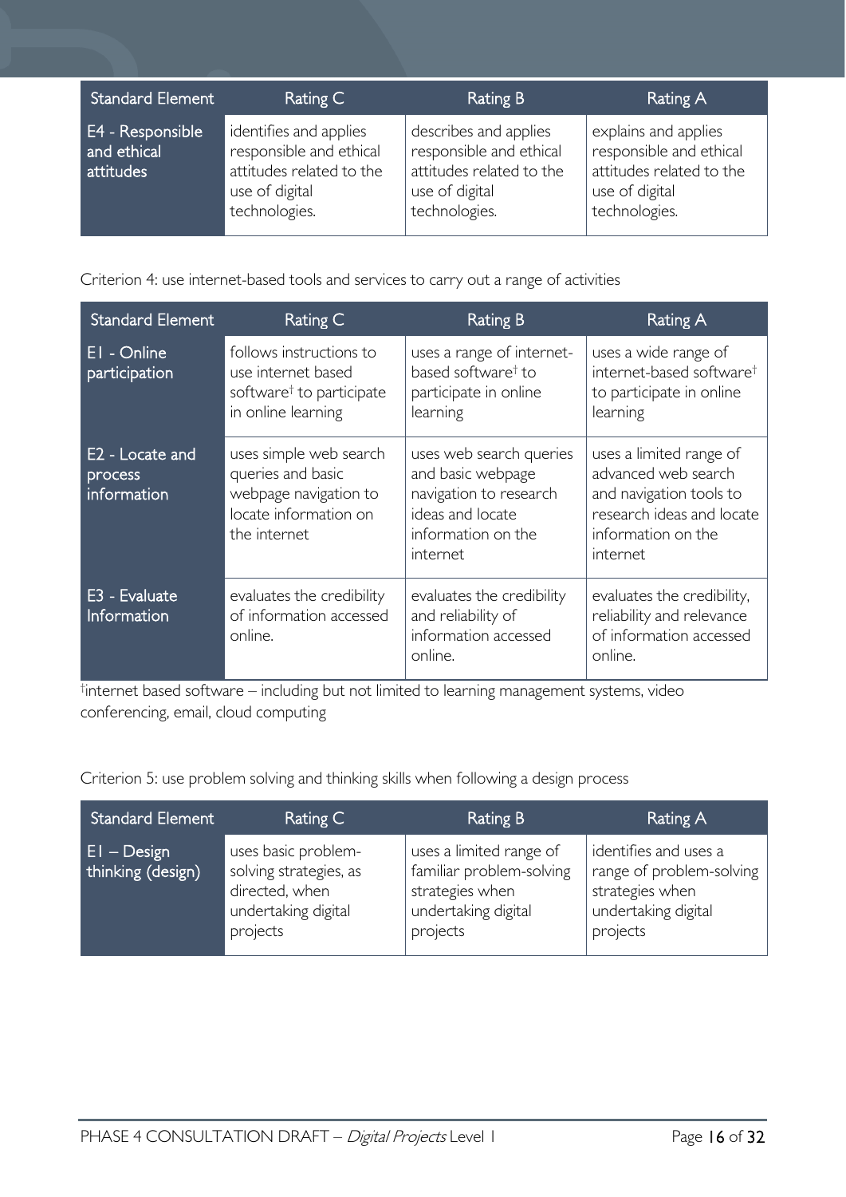| Standard Element | Rating C | Rating B | Rating A |
|---|---|---|---|
| E4 - Responsible and ethical attitudes | identifies and applies responsible and ethical attitudes related to the use of digital technologies. | describes and applies responsible and ethical attitudes related to the use of digital technologies. | explains and applies responsible and ethical attitudes related to the use of digital technologies. |

Criterion 4: use internet-based tools and services to carry out a range of activities

| Standard Element | Rating C | Rating B | Rating A |
|---|---|---|---|
| E1 - Online participation | follows instructions to use internet based software† to participate in online learning | uses a range of internet-based software† to participate in online learning | uses a wide range of internet-based software† to participate in online learning |
| E2 - Locate and process information | uses simple web search queries and basic webpage navigation to locate information on the internet | uses web search queries and basic webpage navigation to research ideas and locate information on the internet | uses a limited range of advanced web search and navigation tools to research ideas and locate information on the internet |
| E3 - Evaluate Information | evaluates the credibility of information accessed online. | evaluates the credibility and reliability of information accessed online. | evaluates the credibility, reliability and relevance of information accessed online. |

†internet based software – including but not limited to learning management systems, video conferencing, email, cloud computing

Criterion 5: use problem solving and thinking skills when following a design process

| Standard Element | Rating C | Rating B | Rating A |
|---|---|---|---|
| E1 – Design thinking (design) | uses basic problem-solving strategies, as directed, when undertaking digital projects | uses a limited range of familiar problem-solving strategies when undertaking digital projects | identifies and uses a range of problem-solving strategies when undertaking digital projects |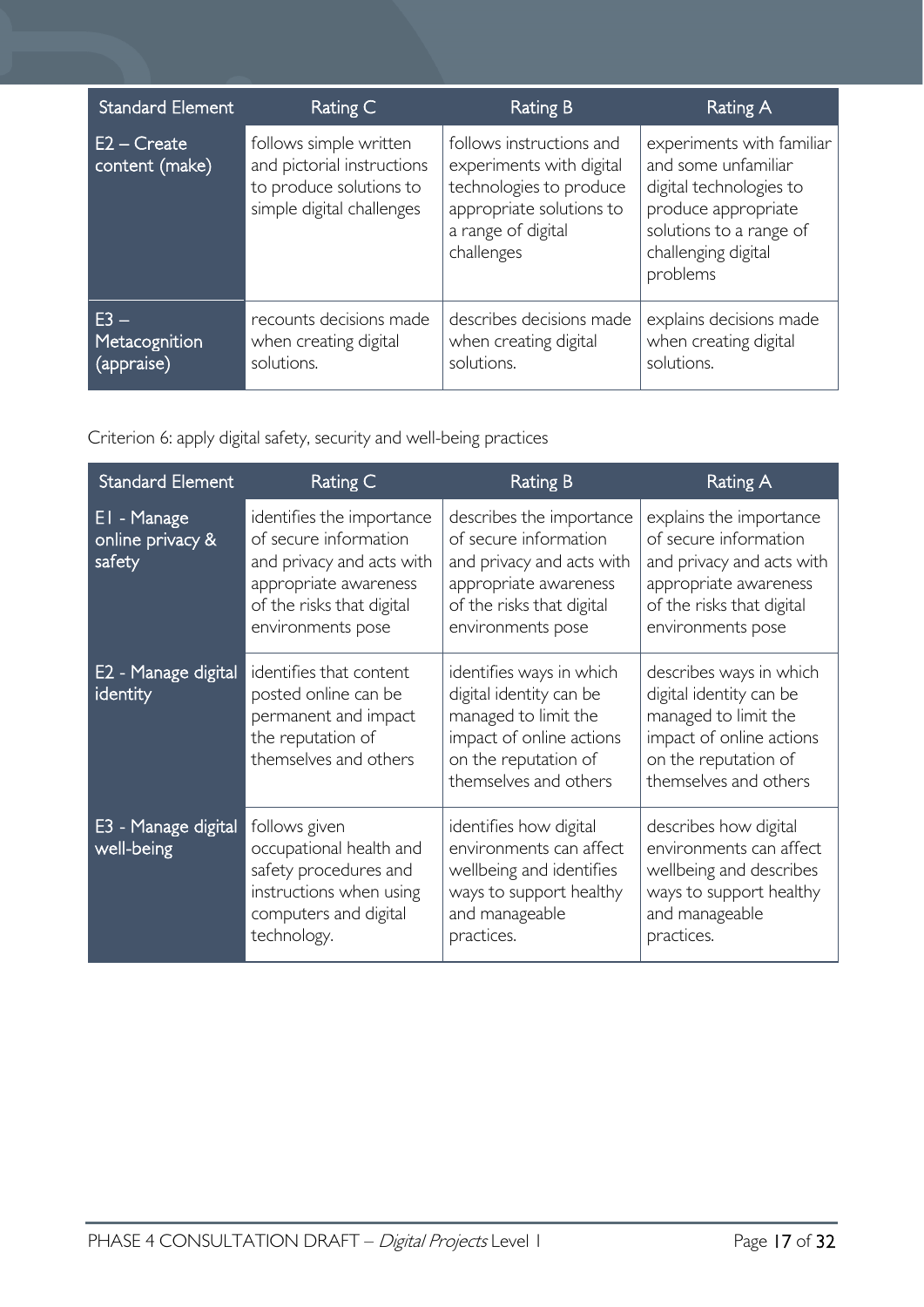| Standard Element | Rating C | Rating B | Rating A |
|---|---|---|---|
| E2 – Create content (make) | follows simple written and pictorial instructions to produce solutions to simple digital challenges | follows instructions and experiments with digital technologies to produce appropriate solutions to a range of digital challenges | experiments with familiar and some unfamiliar digital technologies to produce appropriate solutions to a range of challenging digital problems |
| E3 – Metacognition (appraise) | recounts decisions made when creating digital solutions. | describes decisions made when creating digital solutions. | explains decisions made when creating digital solutions. |

Criterion 6: apply digital safety, security and well-being practices

| Standard Element | Rating C | Rating B | Rating A |
|---|---|---|---|
| E1 - Manage online privacy & safety | identifies the importance of secure information and privacy and acts with appropriate awareness of the risks that digital environments pose | describes the importance of secure information and privacy and acts with appropriate awareness of the risks that digital environments pose | explains the importance of secure information and privacy and acts with appropriate awareness of the risks that digital environments pose |
| E2 - Manage digital identity | identifies that content posted online can be permanent and impact the reputation of themselves and others | identifies ways in which digital identity can be managed to limit the impact of online actions on the reputation of themselves and others | describes ways in which digital identity can be managed to limit the impact of online actions on the reputation of themselves and others |
| E3 - Manage digital well-being | follows given occupational health and safety procedures and instructions when using computers and digital technology. | identifies how digital environments can affect wellbeing and identifies ways to support healthy and manageable practices. | describes how digital environments can affect wellbeing and describes ways to support healthy and manageable practices. |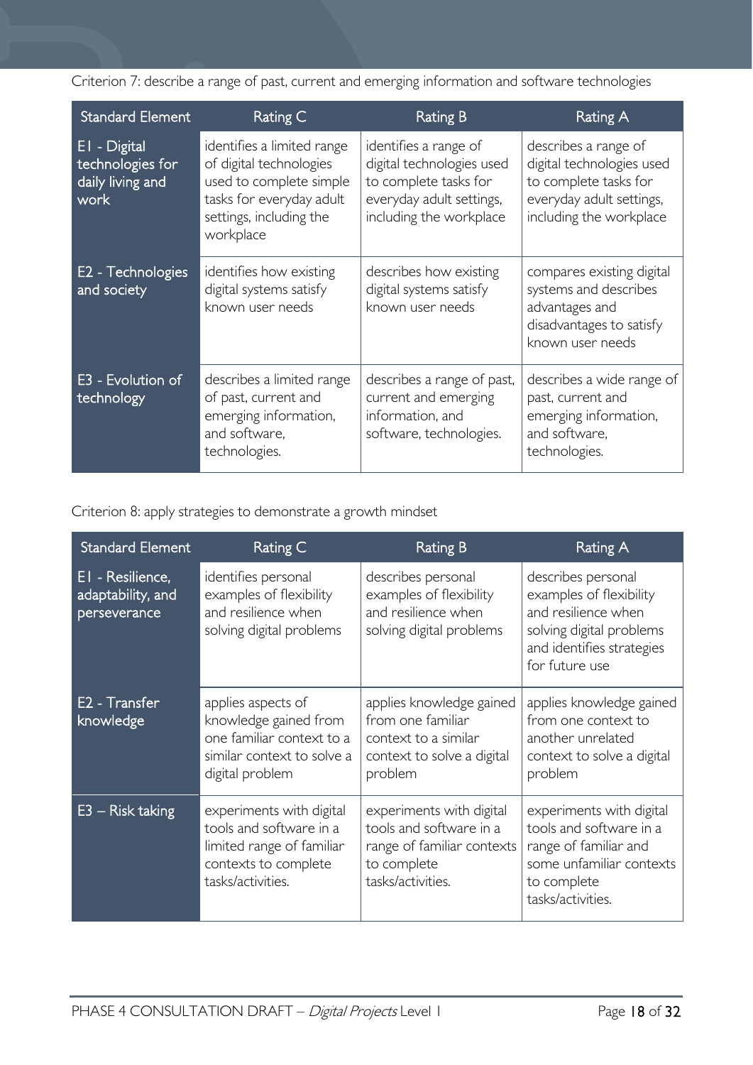Criterion 7: describe a range of past, current and emerging information and software technologies

| Standard Element | Rating C | Rating B | Rating A |
| --- | --- | --- | --- |
| E1 - Digital technologies for daily living and work | identifies a limited range of digital technologies used to complete simple tasks for everyday adult settings, including the workplace | identifies a range of digital technologies used to complete tasks for everyday adult settings, including the workplace | describes a range of digital technologies used to complete tasks for everyday adult settings, including the workplace |
| E2 - Technologies and society | identifies how existing digital systems satisfy known user needs | describes how existing digital systems satisfy known user needs | compares existing digital systems and describes advantages and disadvantages to satisfy known user needs |
| E3 - Evolution of technology | describes a limited range of past, current and emerging information, and software, technologies. | describes a range of past, current and emerging information, and software, technologies. | describes a wide range of past, current and emerging information, and software, technologies. |

Criterion 8: apply strategies to demonstrate a growth mindset

| Standard Element | Rating C | Rating B | Rating A |
| --- | --- | --- | --- |
| E1 - Resilience, adaptability, and perseverance | identifies personal examples of flexibility and resilience when solving digital problems | describes personal examples of flexibility and resilience when solving digital problems | describes personal examples of flexibility and resilience when solving digital problems and identifies strategies for future use |
| E2 - Transfer knowledge | applies aspects of knowledge gained from one familiar context to a similar context to solve a digital problem | applies knowledge gained from one familiar context to a similar context to solve a digital problem | applies knowledge gained from one context to another unrelated context to solve a digital problem |
| E3 – Risk taking | experiments with digital tools and software in a limited range of familiar contexts to complete tasks/activities. | experiments with digital tools and software in a range of familiar contexts to complete tasks/activities. | experiments with digital tools and software in a range of familiar and some unfamiliar contexts to complete tasks/activities. |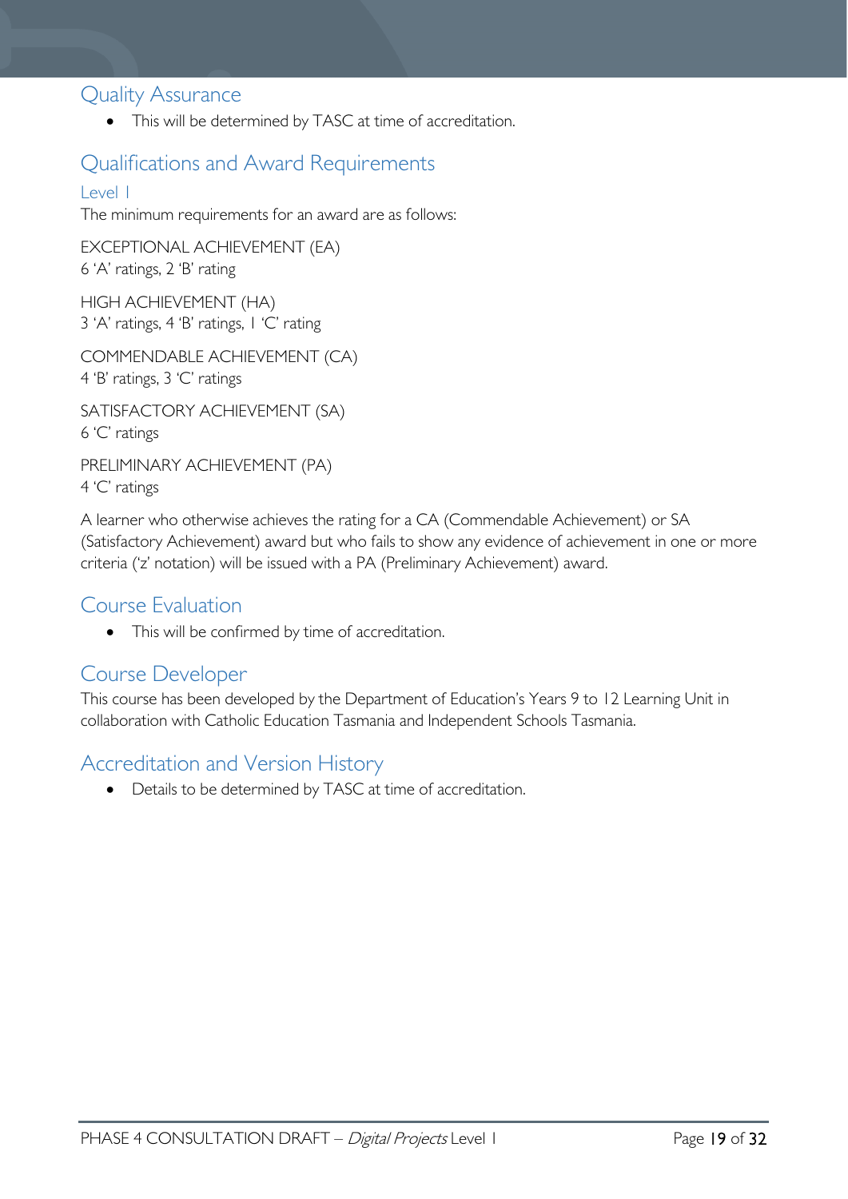## Quality Assurance

- This will be determined by TASC at time of accreditation.

## Qualifications and Award Requirements

### Level 1

The minimum requirements for an award are as follows:

EXCEPTIONAL ACHIEVEMENT (EA)
6 'A' ratings, 2 'B' rating

HIGH ACHIEVEMENT (HA)
3 'A' ratings, 4 'B' ratings, 1 'C' rating

COMMENDABLE ACHIEVEMENT (CA)
4 'B' ratings, 3 'C' ratings

SATISFACTORY ACHIEVEMENT (SA)
6 'C' ratings

PRELIMINARY ACHIEVEMENT (PA)
4 'C' ratings

A learner who otherwise achieves the rating for a CA (Commendable Achievement) or SA (Satisfactory Achievement) award but who fails to show any evidence of achievement in one or more criteria ('z' notation) will be issued with a PA (Preliminary Achievement) award.

## Course Evaluation

- This will be confirmed by time of accreditation.

## Course Developer

This course has been developed by the Department of Education's Years 9 to 12 Learning Unit in collaboration with Catholic Education Tasmania and Independent Schools Tasmania.

## Accreditation and Version History

- Details to be determined by TASC at time of accreditation.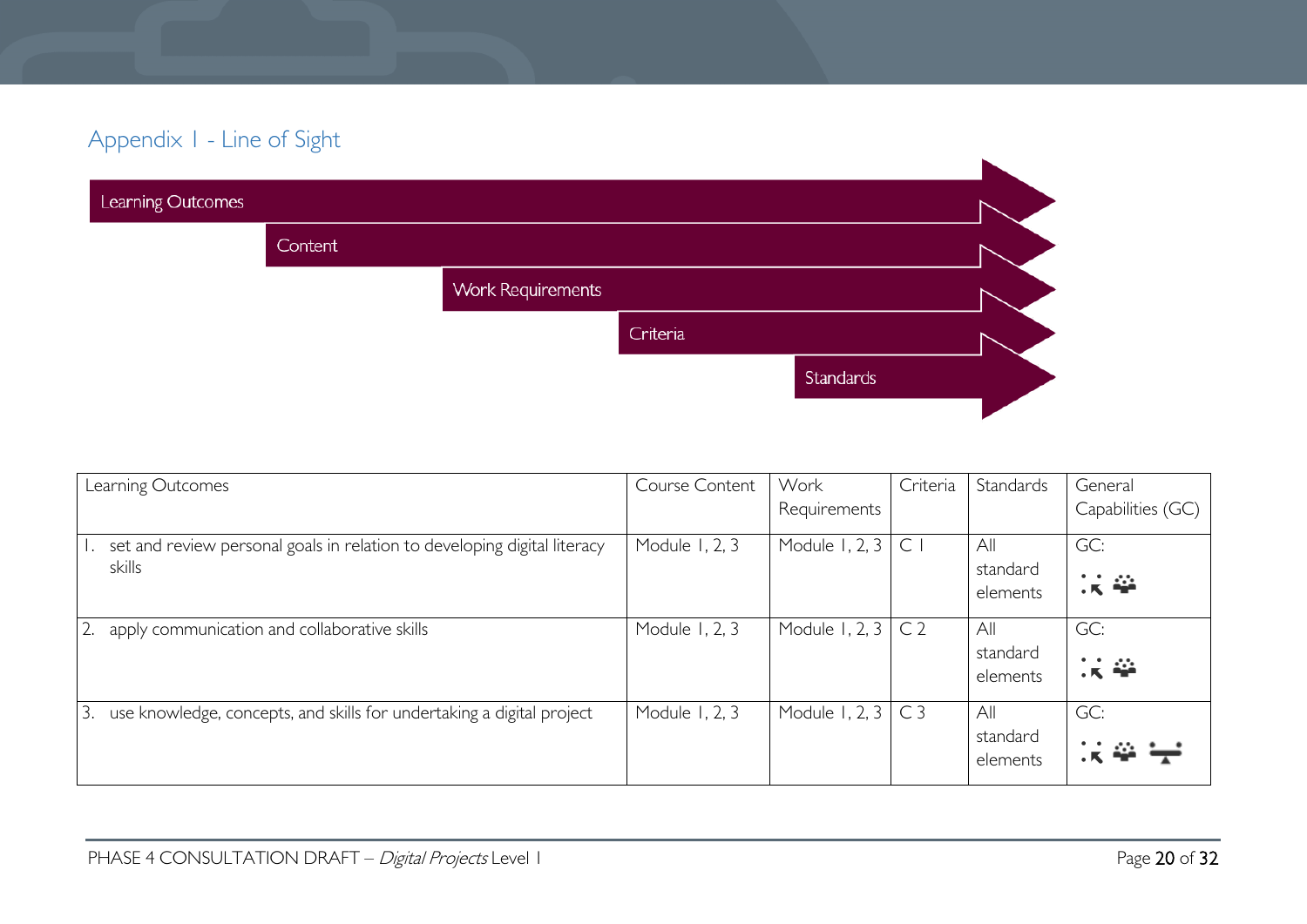## Appendix 1 - Line of Sight

Learning Outcomes

Content

Work Requirements

Criteria

Standards

| Learning Outcomes | Course Content | Work Requirements | Criteria | Standards | General Capabilities (GC) |
|---|---|---|---|---|---|
| 1. set and review personal goals in relation to developing digital literacy skills | Module 1, 2, 3 | Module 1, 2, 3 | C 1 | All standard elements | GC: |
| 2. apply communication and collaborative skills | Module 1, 2, 3 | Module 1, 2, 3 | C 2 | All standard elements | GC: |
| 3. use knowledge, concepts, and skills for undertaking a digital project | Module 1, 2, 3 | Module 1, 2, 3 | C 3 | All standard elements | GC: |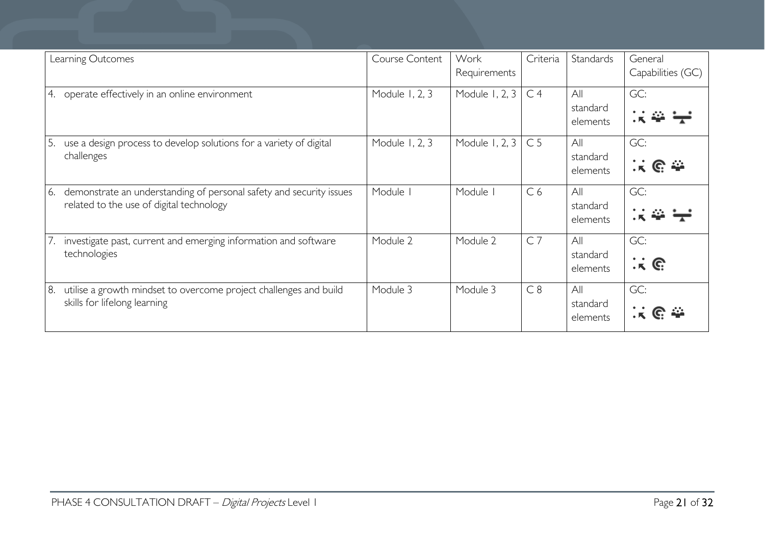| Learning Outcomes | Course Content | Work Requirements | Criteria | Standards | General Capabilities (GC) |
|---|---|---|---|---|---|
| 4. operate effectively in an online environment | Module 1, 2, 3 | Module 1, 2, 3 | C 4 | All standard elements | GC: |
| 5. use a design process to develop solutions for a variety of digital challenges | Module 1, 2, 3 | Module 1, 2, 3 | C 5 | All standard elements | GC: |
| 6. demonstrate an understanding of personal safety and security issues related to the use of digital technology | Module 1 | Module 1 | C 6 | All standard elements | GC: |
| 7. investigate past, current and emerging information and software technologies | Module 2 | Module 2 | C 7 | All standard elements | GC: |
| 8. utilise a growth mindset to overcome project challenges and build skills for lifelong learning | Module 3 | Module 3 | C 8 | All standard elements | GC: |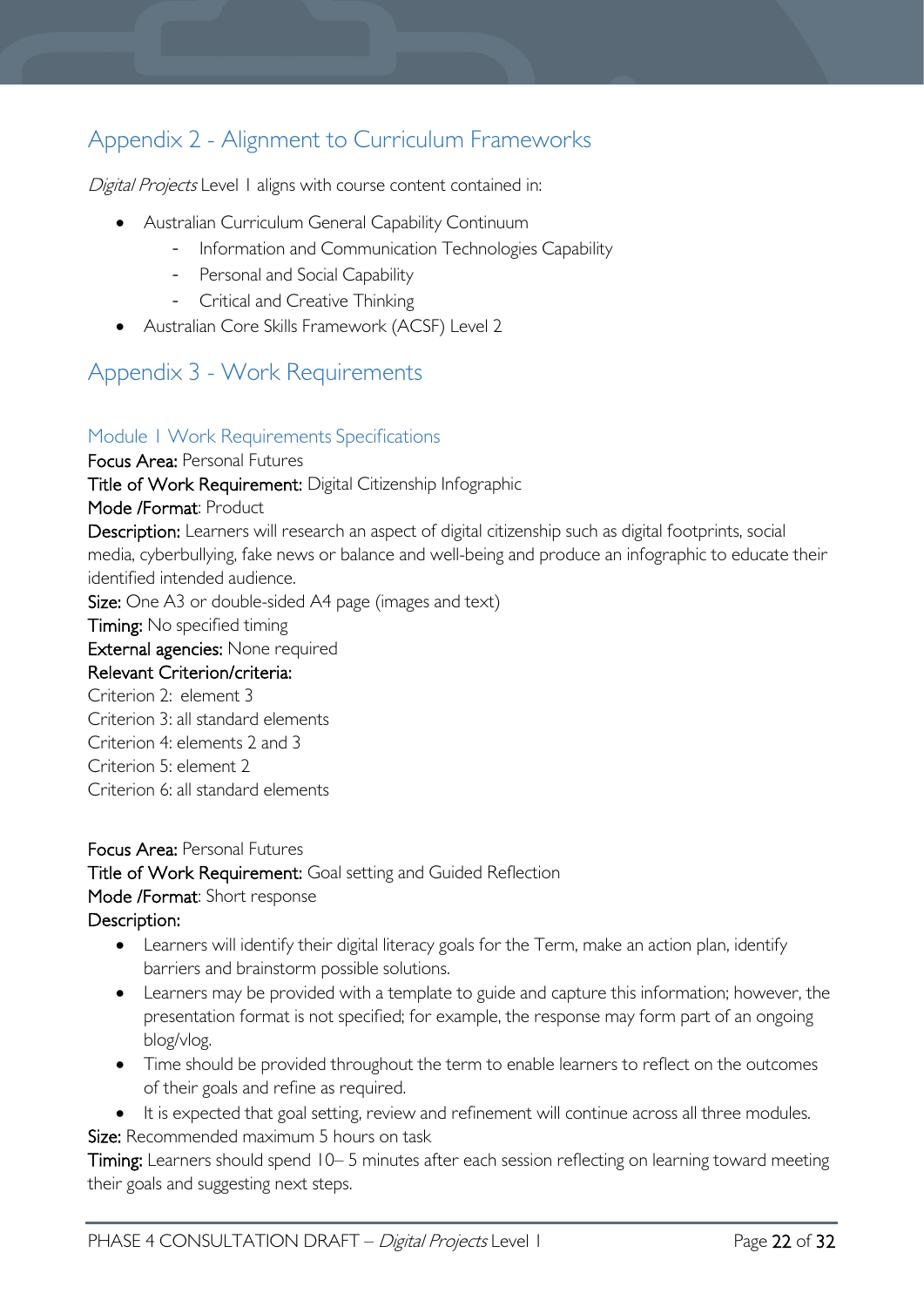## Appendix 2 - Alignment to Curriculum Frameworks

*Digital Projects* Level 1 aligns with course content contained in:

- Australian Curriculum General Capability Continuum
    - Information and Communication Technologies Capability
    - Personal and Social Capability
    - Critical and Creative Thinking
- Australian Core Skills Framework (ACSF) Level 2

## Appendix 3 - Work Requirements

### Module 1 Work Requirements Specifications

**Focus Area:** Personal Futures

**Title of Work Requirement:** Digital Citizenship Infographic

**Mode /Format**: Product

**Description:** Learners will research an aspect of digital citizenship such as digital footprints, social media, cyberbullying, fake news or balance and well-being and produce an infographic to educate their identified intended audience.

**Size:** One A3 or double-sided A4 page (images and text)

**Timing:** No specified timing

**External agencies:** None required

**Relevant Criterion/criteria:**

Criterion 2: element 3

Criterion 3: all standard elements

Criterion 4: elements 2 and 3

Criterion 5: element 2

Criterion 6: all standard elements

**Focus Area:** Personal Futures

**Title of Work Requirement:** Goal setting and Guided Reflection

**Mode /Format**: Short response

**Description:**

- Learners will identify their digital literacy goals for the Term, make an action plan, identify barriers and brainstorm possible solutions.
- Learners may be provided with a template to guide and capture this information; however, the presentation format is not specified; for example, the response may form part of an ongoing blog/vlog.
- Time should be provided throughout the term to enable learners to reflect on the outcomes of their goals and refine as required.
- It is expected that goal setting, review and refinement will continue across all three modules.

**Size:** Recommended maximum 5 hours on task

**Timing:** Learners should spend 10– 5 minutes after each session reflecting on learning toward meeting their goals and suggesting next steps.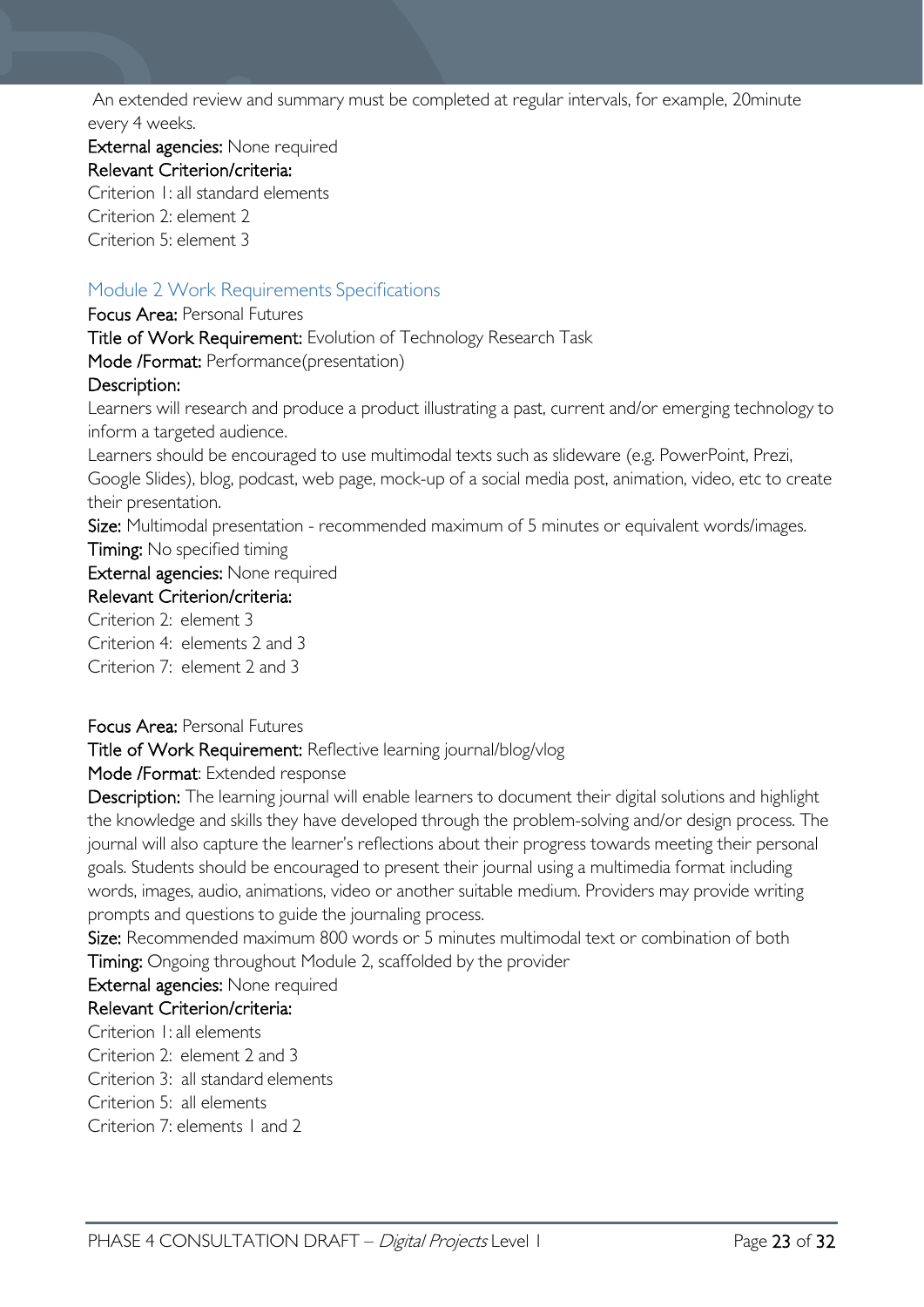An extended review and summary must be completed at regular intervals, for example, 20minute every 4 weeks.

**External agencies:** None required

**Relevant Criterion/criteria:**

Criterion 1: all standard elements
Criterion 2: element 2
Criterion 5: element 3

## Module 2 Work Requirements Specifications

**Focus Area:** Personal Futures

**Title of Work Requirement:** Evolution of Technology Research Task

**Mode /Format:** Performance(presentation)

**Description:**

Learners will research and produce a product illustrating a past, current and/or emerging technology to inform a targeted audience.

Learners should be encouraged to use multimodal texts such as slideware (e.g. PowerPoint, Prezi, Google Slides), blog, podcast, web page, mock-up of a social media post, animation, video, etc to create their presentation.

**Size:** Multimodal presentation - recommended maximum of 5 minutes or equivalent words/images.

**Timing:** No specified timing

**External agencies:** None required

**Relevant Criterion/criteria:**

Criterion 2: element 3
Criterion 4: elements 2 and 3
Criterion 7: element 2 and 3

**Focus Area:** Personal Futures

**Title of Work Requirement:** Reflective learning journal/blog/vlog

**Mode /Format**: Extended response

**Description:** The learning journal will enable learners to document their digital solutions and highlight the knowledge and skills they have developed through the problem-solving and/or design process. The journal will also capture the learner's reflections about their progress towards meeting their personal goals. Students should be encouraged to present their journal using a multimedia format including words, images, audio, animations, video or another suitable medium. Providers may provide writing prompts and questions to guide the journaling process.

**Size:** Recommended maximum 800 words or 5 minutes multimodal text or combination of both

**Timing:** Ongoing throughout Module 2, scaffolded by the provider

**External agencies:** None required

**Relevant Criterion/criteria:**

Criterion 1: all elements
Criterion 2: element 2 and 3
Criterion 3: all standard elements
Criterion 5: all elements
Criterion 7: elements 1 and 2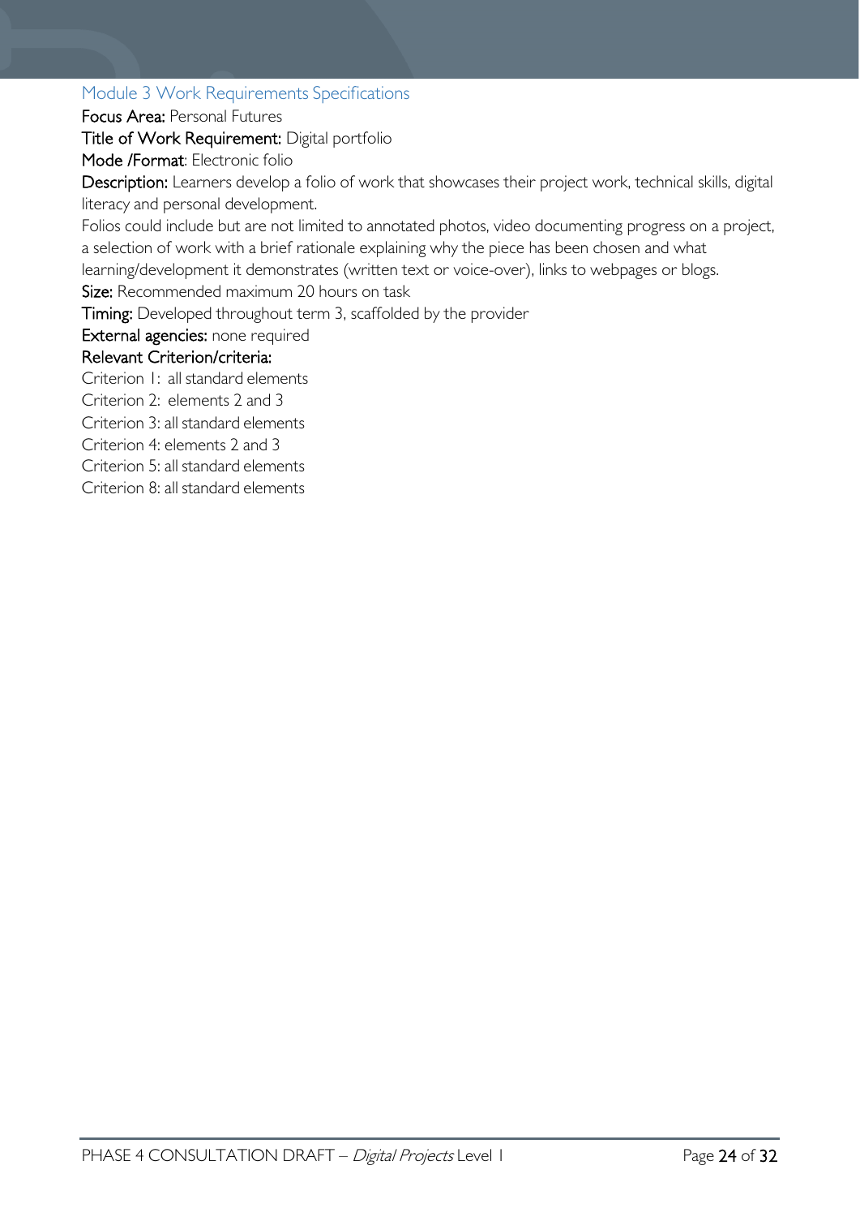## Module 3 Work Requirements Specifications

**Focus Area:** Personal Futures

**Title of Work Requirement:** Digital portfolio

**Mode /Format**: Electronic folio

**Description:** Learners develop a folio of work that showcases their project work, technical skills, digital literacy and personal development.

Folios could include but are not limited to annotated photos, video documenting progress on a project, a selection of work with a brief rationale explaining why the piece has been chosen and what learning/development it demonstrates (written text or voice-over), links to webpages or blogs.

**Size:** Recommended maximum 20 hours on task

**Timing:** Developed throughout term 3, scaffolded by the provider

**External agencies:** none required

**Relevant Criterion/criteria:**

Criterion 1: all standard elements

Criterion 2: elements 2 and 3

Criterion 3: all standard elements

Criterion 4: elements 2 and 3

Criterion 5: all standard elements

Criterion 8: all standard elements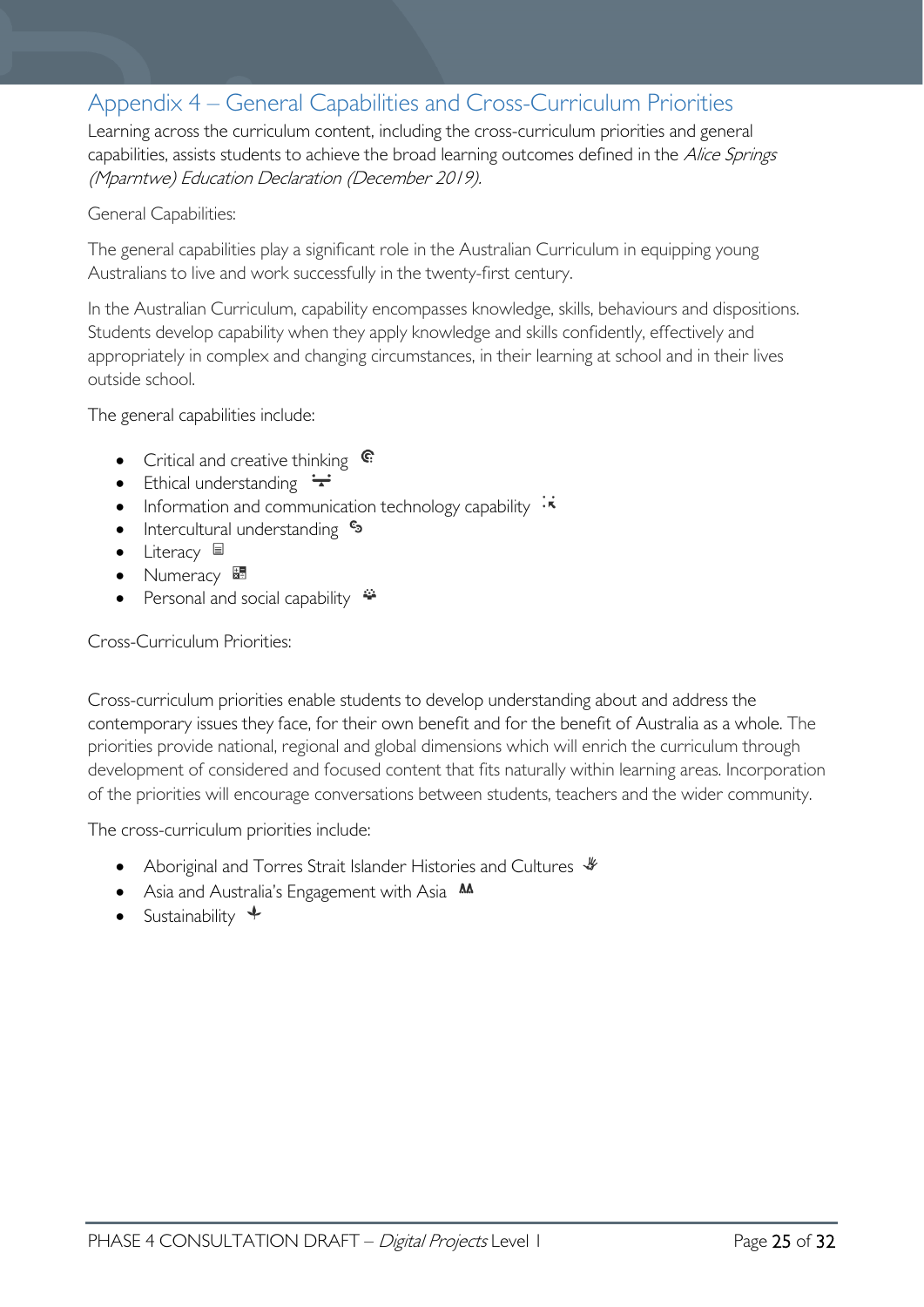## Appendix 4 – General Capabilities and Cross-Curriculum Priorities

Learning across the curriculum content, including the cross-curriculum priorities and general capabilities, assists students to achieve the broad learning outcomes defined in the *Alice Springs (Mparntwe) Education Declaration (December 2019).*

General Capabilities:

The general capabilities play a significant role in the Australian Curriculum in equipping young Australians to live and work successfully in the twenty-first century.

In the Australian Curriculum, capability encompasses knowledge, skills, behaviours and dispositions. Students develop capability when they apply knowledge and skills confidently, effectively and appropriately in complex and changing circumstances, in their learning at school and in their lives outside school.

The general capabilities include:

- Critical and creative thinking
- Ethical understanding
- Information and communication technology capability
- Intercultural understanding
- Literacy
- Numeracy
- Personal and social capability

Cross-Curriculum Priorities:

Cross-curriculum priorities enable students to develop understanding about and address the contemporary issues they face, for their own benefit and for the benefit of Australia as a whole. The priorities provide national, regional and global dimensions which will enrich the curriculum through development of considered and focused content that fits naturally within learning areas. Incorporation of the priorities will encourage conversations between students, teachers and the wider community.

The cross-curriculum priorities include:

- Aboriginal and Torres Strait Islander Histories and Cultures
- Asia and Australia's Engagement with Asia
- Sustainability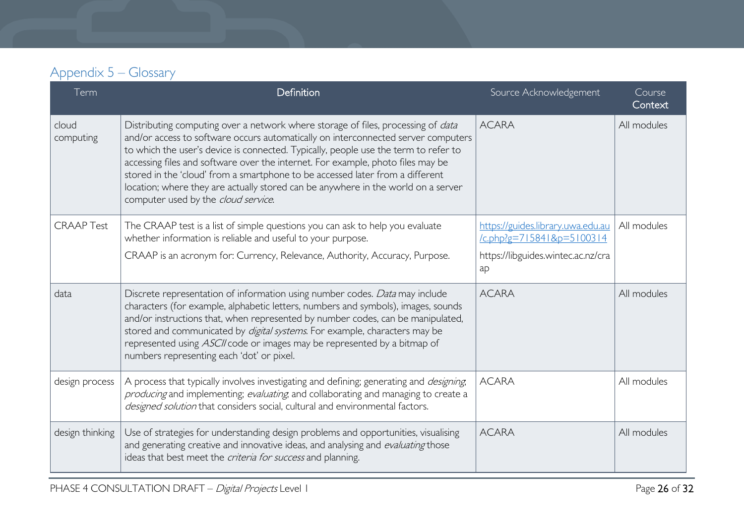## Appendix 5 – Glossary

| Term | Definition | Source Acknowledgement | Course Context |
|---|---|---|---|
| cloud computing | Distributing computing over a network where storage of files, processing of *data* and/or access to software occurs automatically on interconnected server computers to which the user's device is connected. Typically, people use the term to refer to accessing files and software over the internet. For example, photo files may be stored in the 'cloud' from a smartphone to be accessed later from a different location; where they are actually stored can be anywhere in the world on a server computer used by the *cloud service*. | ACARA | All modules |
| CRAAP Test | The CRAAP test is a list of simple questions you can ask to help you evaluate whether information is reliable and useful to your purpose.<br>CRAAP is an acronym for: Currency, Relevance, Authority, Accuracy, Purpose. | https://guides.library.uwa.edu.au/c.php?g=715841&p=5100314<br>https://libguides.wintec.ac.nz/craap | All modules |
| data | Discrete representation of information using number codes. *Data* may include characters (for example, alphabetic letters, numbers and symbols), images, sounds and/or instructions that, when represented by number codes, can be manipulated, stored and communicated by *digital systems*. For example, characters may be represented using *ASCII* code or images may be represented by a bitmap of numbers representing each 'dot' or pixel. | ACARA | All modules |
| design process | A process that typically involves investigating and defining; generating and *designing*, *producing* and implementing; *evaluating*; and collaborating and managing to create a *designed solution* that considers social, cultural and environmental factors. | ACARA | All modules |
| design thinking | Use of strategies for understanding design problems and opportunities, visualising and generating creative and innovative ideas, and analysing and *evaluating* those ideas that best meet the *criteria for success* and planning. | ACARA | All modules |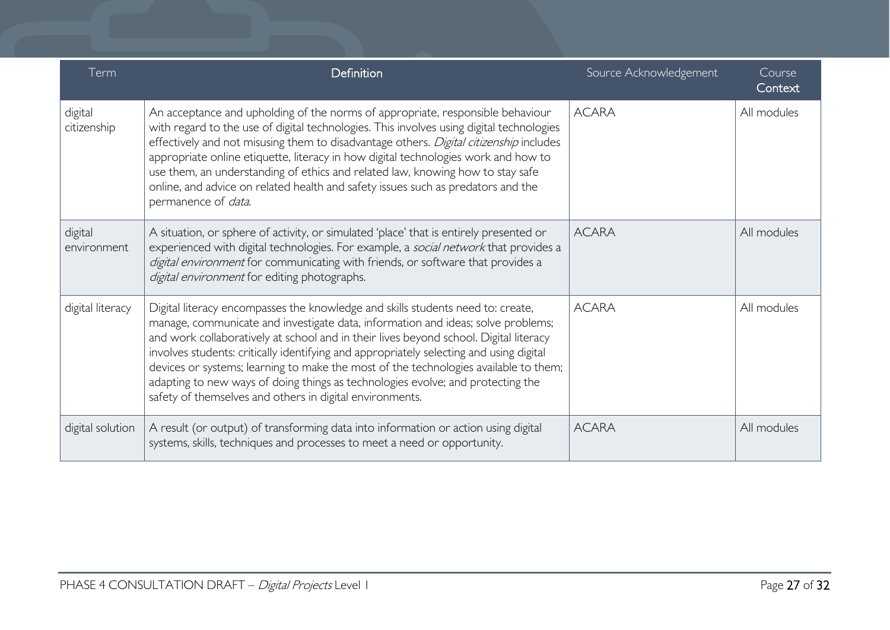| Term | Definition | Source Acknowledgement | Course Context |
|---|---|---|---|
| digital citizenship | An acceptance and upholding of the norms of appropriate, responsible behaviour with regard to the use of digital technologies. This involves using digital technologies effectively and not misusing them to disadvantage others. *Digital citizenship* includes appropriate online etiquette, literacy in how digital technologies work and how to use them, an understanding of ethics and related law, knowing how to stay safe online, and advice on related health and safety issues such as predators and the permanence of *data*. | ACARA | All modules |
| digital environment | A situation, or sphere of activity, or simulated 'place' that is entirely presented or experienced with digital technologies. For example, a *social network* that provides a *digital environment* for communicating with friends, or software that provides a *digital environment* for editing photographs. | ACARA | All modules |
| digital literacy | Digital literacy encompasses the knowledge and skills students need to: create, manage, communicate and investigate data, information and ideas; solve problems; and work collaboratively at school and in their lives beyond school. Digital literacy involves students: critically identifying and appropriately selecting and using digital devices or systems; learning to make the most of the technologies available to them; adapting to new ways of doing things as technologies evolve; and protecting the safety of themselves and others in digital environments. | ACARA | All modules |
| digital solution | A result (or output) of transforming data into information or action using digital systems, skills, techniques and processes to meet a need or opportunity. | ACARA | All modules |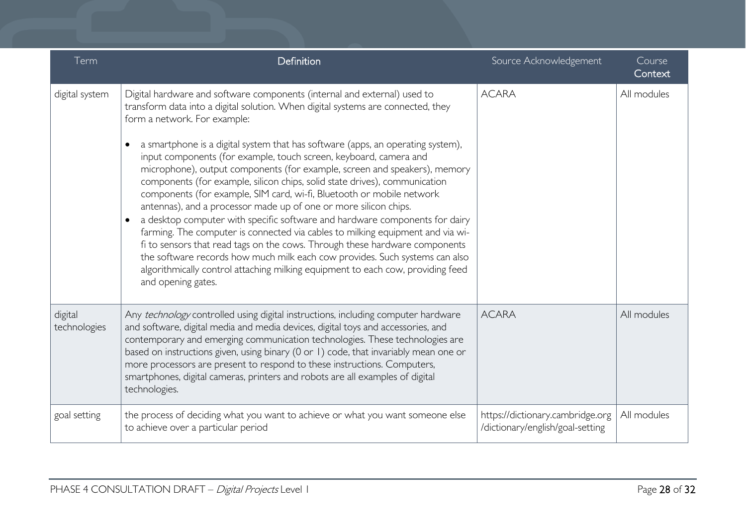| Term | Definition | Source Acknowledgement | Course Context |
|---|---|---|---|
| digital system | Digital hardware and software components (internal and external) used to transform data into a digital solution. When digital systems are connected, they form a network. For example:<br><br>• a smartphone is a digital system that has software (apps, an operating system), input components (for example, touch screen, keyboard, camera and microphone), output components (for example, screen and speakers), memory components (for example, silicon chips, solid state drives), communication components (for example, SIM card, wi-fi, Bluetooth or mobile network antennas), and a processor made up of one or more silicon chips.<br>• a desktop computer with specific software and hardware components for dairy farming. The computer is connected via cables to milking equipment and via wi-fi to sensors that read tags on the cows. Through these hardware components the software records how much milk each cow provides. Such systems can also algorithmically control attaching milking equipment to each cow, providing feed and opening gates. | ACARA | All modules |
| digital technologies | Any *technology* controlled using digital instructions, including computer hardware and software, digital media and media devices, digital toys and accessories, and contemporary and emerging communication technologies. These technologies are based on instructions given, using binary (0 or 1) code, that invariably mean one or more processors are present to respond to these instructions. Computers, smartphones, digital cameras, printers and robots are all examples of digital technologies. | ACARA | All modules |
| goal setting | the process of deciding what you want to achieve or what you want someone else to achieve over a particular period | https://dictionary.cambridge.org/dictionary/english/goal-setting | All modules |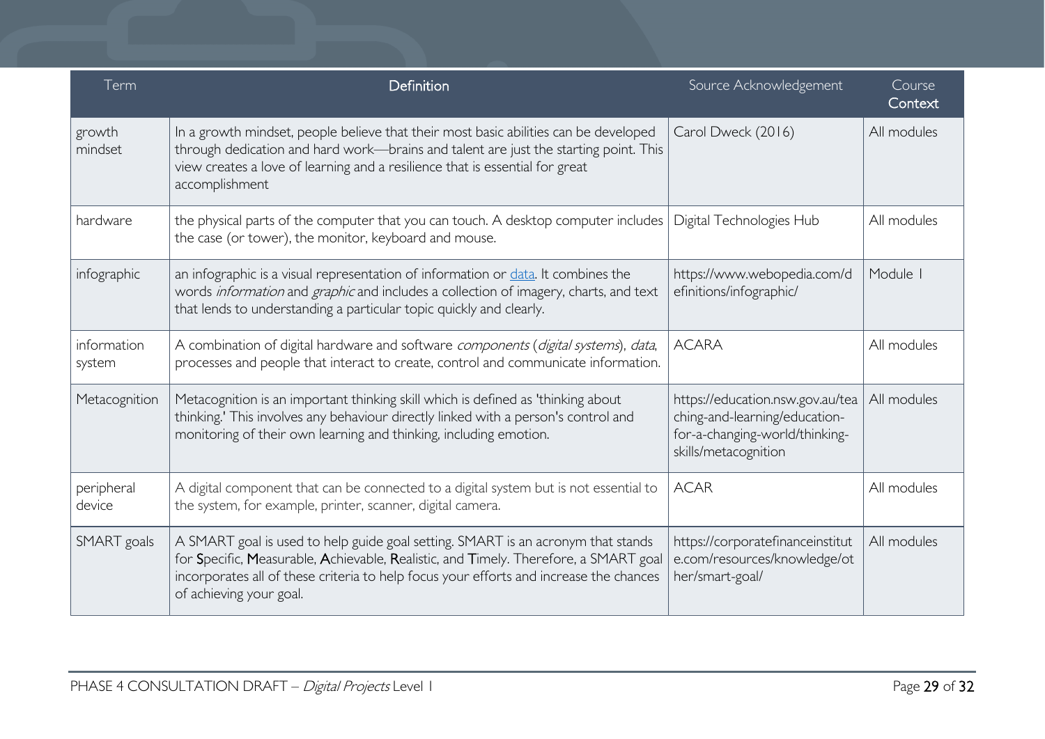| Term | Definition | Source Acknowledgement | Course Context |
| --- | --- | --- | --- |
| growth mindset | In a growth mindset, people believe that their most basic abilities can be developed through dedication and hard work—brains and talent are just the starting point. This view creates a love of learning and a resilience that is essential for great accomplishment | Carol Dweck (2016) | All modules |
| hardware | the physical parts of the computer that you can touch. A desktop computer includes the case (or tower), the monitor, keyboard and mouse. | Digital Technologies Hub | All modules |
| infographic | an infographic is a visual representation of information or [data](). It combines the words *information* and *graphic* and includes a collection of imagery, charts, and text that lends to understanding a particular topic quickly and clearly. | https://www.webopedia.com/definitions/infographic/ | Module 1 |
| information system | A combination of digital hardware and software *components* (*digital systems*), *data*, processes and people that interact to create, control and communicate information. | ACARA | All modules |
| Metacognition | Metacognition is an important thinking skill which is defined as 'thinking about thinking.' This involves any behaviour directly linked with a person's control and monitoring of their own learning and thinking, including emotion. | https://education.nsw.gov.au/teaching-and-learning/education-for-a-changing-world/thinking-skills/metacognition | All modules |
| peripheral device | A digital component that can be connected to a digital system but is not essential to the system, for example, printer, scanner, digital camera. | ACAR | All modules |
| SMART goals | A SMART goal is used to help guide goal setting. SMART is an acronym that stands for **S**pecific, **M**easurable, **A**chievable, **R**ealistic, and **T**imely. Therefore, a SMART goal incorporates all of these criteria to help focus your efforts and increase the chances of achieving your goal. | https://corporatefinanceinstitute.com/resources/knowledge/other/smart-goal/ | All modules |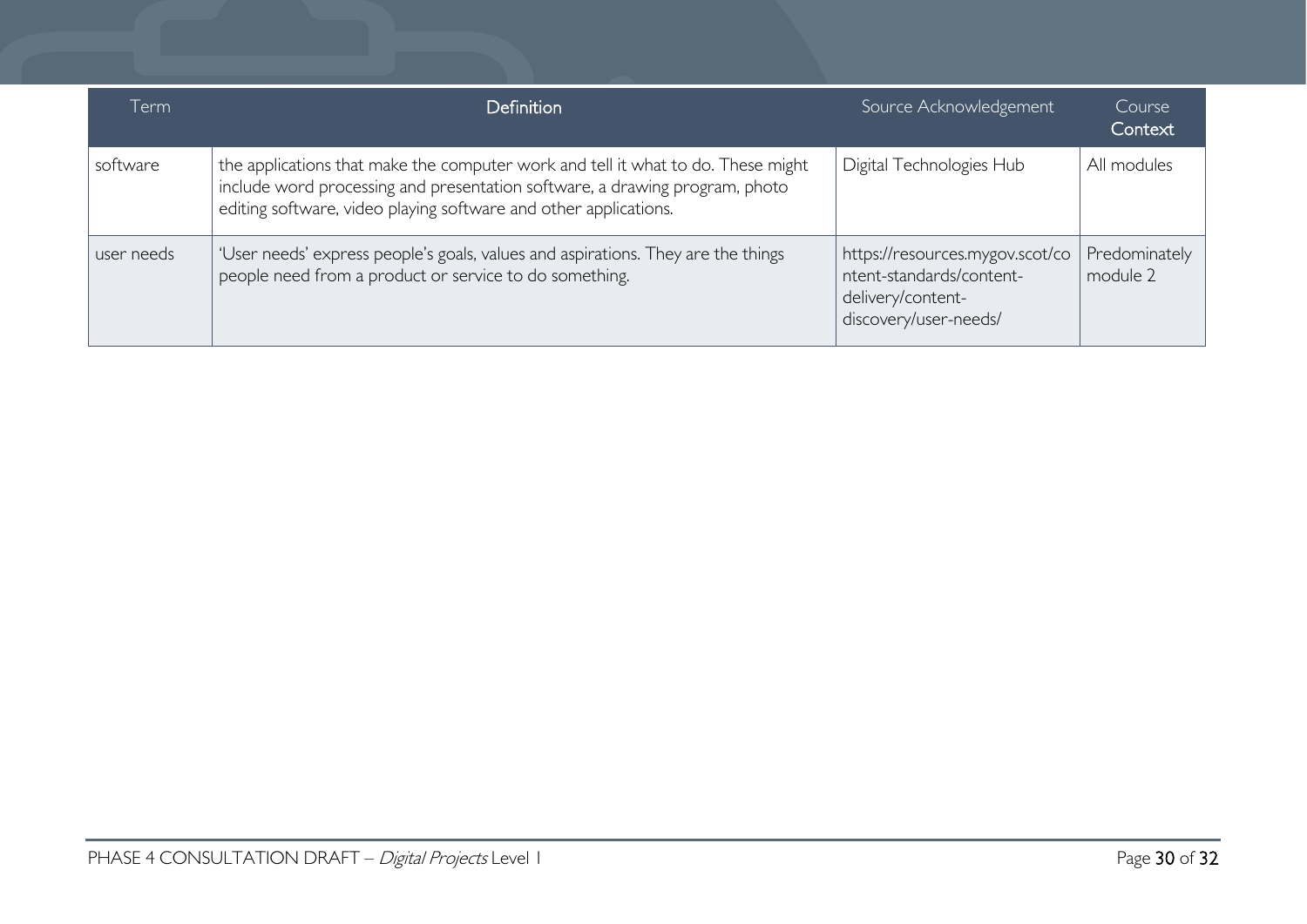| Term | Definition | Source Acknowledgement | Course Context |
| --- | --- | --- | --- |
| software | the applications that make the computer work and tell it what to do. These might include word processing and presentation software, a drawing program, photo editing software, video playing software and other applications. | Digital Technologies Hub | All modules |
| user needs | 'User needs' express people's goals, values and aspirations. They are the things people need from a product or service to do something. | https://resources.mygov.scot/content-standards/content-delivery/content-discovery/user-needs/ | Predominately module 2 |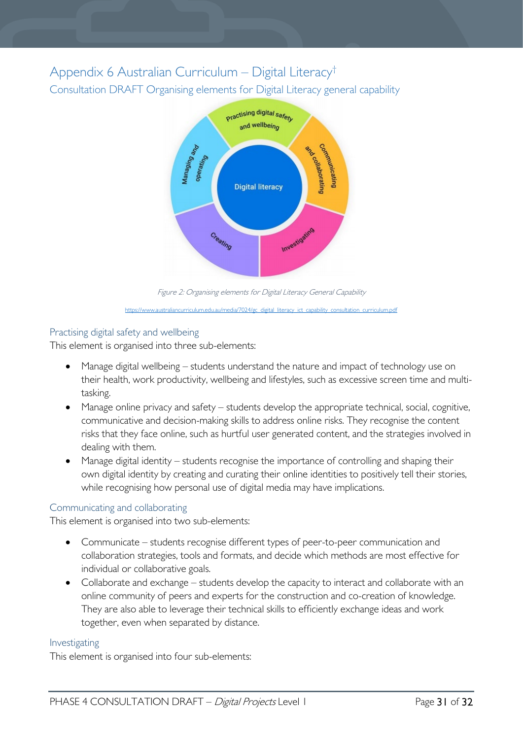## Appendix 6 Australian Curriculum – Digital Literacy[†]

### Consultation DRAFT Organising elements for Digital Literacy general capability

*Figure 2: Organising elements for Digital Literacy General Capability*

https://www.australiancurriculum.edu.au/media/7024/gc_digital_literacy_ict_capability_consultation_curriculum.pdf

### Practising digital safety and wellbeing

This element is organised into three sub-elements:

- Manage digital wellbeing – students understand the nature and impact of technology use on their health, work productivity, wellbeing and lifestyles, such as excessive screen time and multi-tasking.
- Manage online privacy and safety – students develop the appropriate technical, social, cognitive, communicative and decision-making skills to address online risks. They recognise the content risks that they face online, such as hurtful user generated content, and the strategies involved in dealing with them.
- Manage digital identity – students recognise the importance of controlling and shaping their own digital identity by creating and curating their online identities to positively tell their stories, while recognising how personal use of digital media may have implications.

### Communicating and collaborating

This element is organised into two sub-elements:

- Communicate – students recognise different types of peer-to-peer communication and collaboration strategies, tools and formats, and decide which methods are most effective for individual or collaborative goals.
- Collaborate and exchange – students develop the capacity to interact and collaborate with an online community of peers and experts for the construction and co-creation of knowledge. They are also able to leverage their technical skills to efficiently exchange ideas and work together, even when separated by distance.

### Investigating

This element is organised into four sub-elements: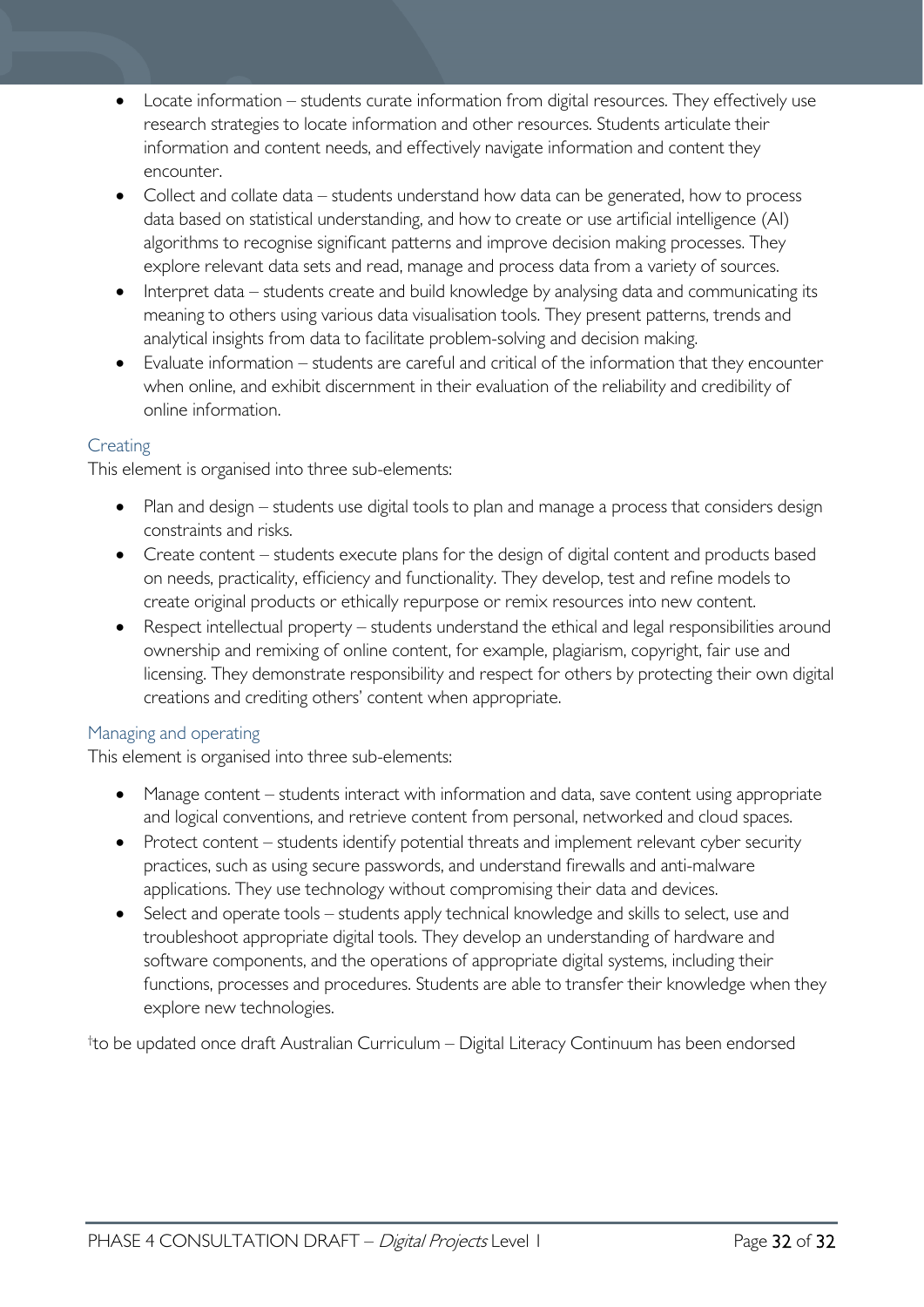- Locate information – students curate information from digital resources. They effectively use research strategies to locate information and other resources. Students articulate their information and content needs, and effectively navigate information and content they encounter.
- Collect and collate data – students understand how data can be generated, how to process data based on statistical understanding, and how to create or use artificial intelligence (AI) algorithms to recognise significant patterns and improve decision making processes. They explore relevant data sets and read, manage and process data from a variety of sources.
- Interpret data – students create and build knowledge by analysing data and communicating its meaning to others using various data visualisation tools. They present patterns, trends and analytical insights from data to facilitate problem-solving and decision making.
- Evaluate information – students are careful and critical of the information that they encounter when online, and exhibit discernment in their evaluation of the reliability and credibility of online information.

### Creating

This element is organised into three sub-elements:

- Plan and design – students use digital tools to plan and manage a process that considers design constraints and risks.
- Create content – students execute plans for the design of digital content and products based on needs, practicality, efficiency and functionality. They develop, test and refine models to create original products or ethically repurpose or remix resources into new content.
- Respect intellectual property – students understand the ethical and legal responsibilities around ownership and remixing of online content, for example, plagiarism, copyright, fair use and licensing. They demonstrate responsibility and respect for others by protecting their own digital creations and crediting others' content when appropriate.

### Managing and operating

This element is organised into three sub-elements:

- Manage content – students interact with information and data, save content using appropriate and logical conventions, and retrieve content from personal, networked and cloud spaces.
- Protect content – students identify potential threats and implement relevant cyber security practices, such as using secure passwords, and understand firewalls and anti-malware applications. They use technology without compromising their data and devices.
- Select and operate tools – students apply technical knowledge and skills to select, use and troubleshoot appropriate digital tools. They develop an understanding of hardware and software components, and the operations of appropriate digital systems, including their functions, processes and procedures. Students are able to transfer their knowledge when they explore new technologies.

[†]to be updated once draft Australian Curriculum – Digital Literacy Continuum has been endorsed